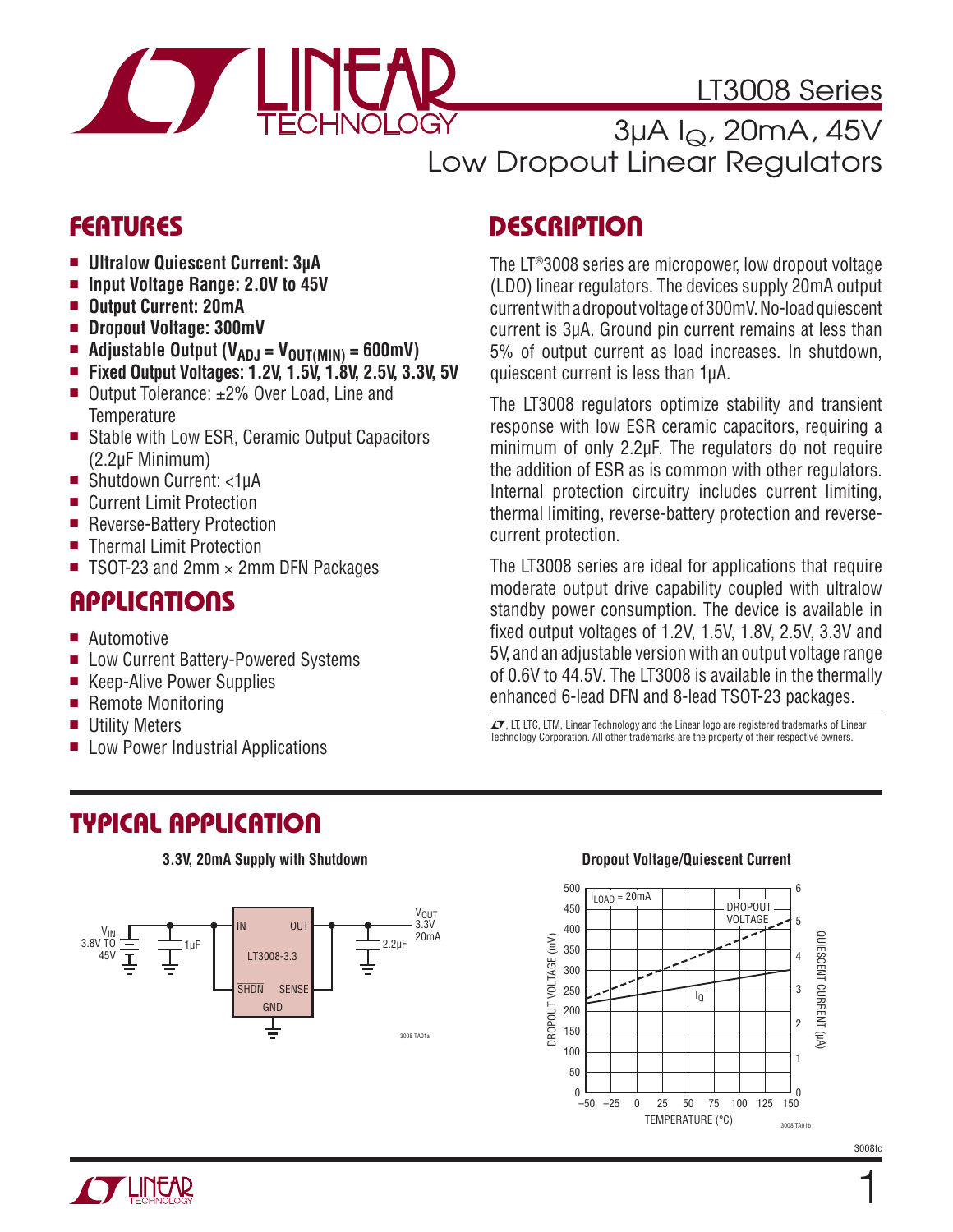# LT3008 Series

## 3µA $I_Q$, 20mA, 45V Low Dropout Linear Regulators

## FEATURES

- **Ultralow Quiescent Current: 3µA**
- **Input Voltage Range: 2.0V to 45V**
- **Output Current: 20mA**
- **Dropout Voltage: 300mV**
- **Adjustable Output ($V_{ADJ}$ = $V_{OUT(MIN)}$ = 600mV)**
- **Fixed Output Voltages: 1.2V, 1.5V, 1.8V, 2.5V, 3.3V, 5V**
- Output Tolerance: ±2% Over Load, Line and Temperature
- Stable with Low ESR, Ceramic Output Capacitors (2.2µF Minimum)
- Shutdown Current: <1µA
- Current Limit Protection
- Reverse-Battery Protection
- Thermal Limit Protection
- TSOT-23 and 2mm × 2mm DFN Packages

## APPLICATIONS

- Automotive
- Low Current Battery-Powered Systems
- Keep-Alive Power Supplies
- Remote Monitoring
- Utility Meters
- Low Power Industrial Applications

## DESCRIPTION

The LT®3008 series are micropower, low dropout voltage (LDO) linear regulators. The devices supply 20mA output current with a dropout voltage of 300mV. No-load quiescent current is 3µA. Ground pin current remains at less than 5% of output current as load increases. In shutdown, quiescent current is less than 1µA.

The LT3008 regulators optimize stability and transient response with low ESR ceramic capacitors, requiring a minimum of only 2.2µF. The regulators do not require the addition of ESR as is common with other regulators. Internal protection circuitry includes current limiting, thermal limiting, reverse-battery protection and reverse-current protection.

The LT3008 series are ideal for applications that require moderate output drive capability coupled with ultralow standby power consumption. The device is available in fixed output voltages of 1.2V, 1.5V, 1.8V, 2.5V, 3.3V and 5V, and an adjustable version with an output voltage range of 0.6V to 44.5V. The LT3008 is available in the thermally enhanced 6-lead DFN and 8-lead TSOT-23 packages.

LT, LTC, LTM, Linear Technology and the Linear logo are registered trademarks of Linear Technology Corporation. All other trademarks are the property of their respective owners.

## TYPICAL APPLICATION

**3.3V, 20mA Supply with Shutdown**

**Dropout Voltage/Quiescent Current**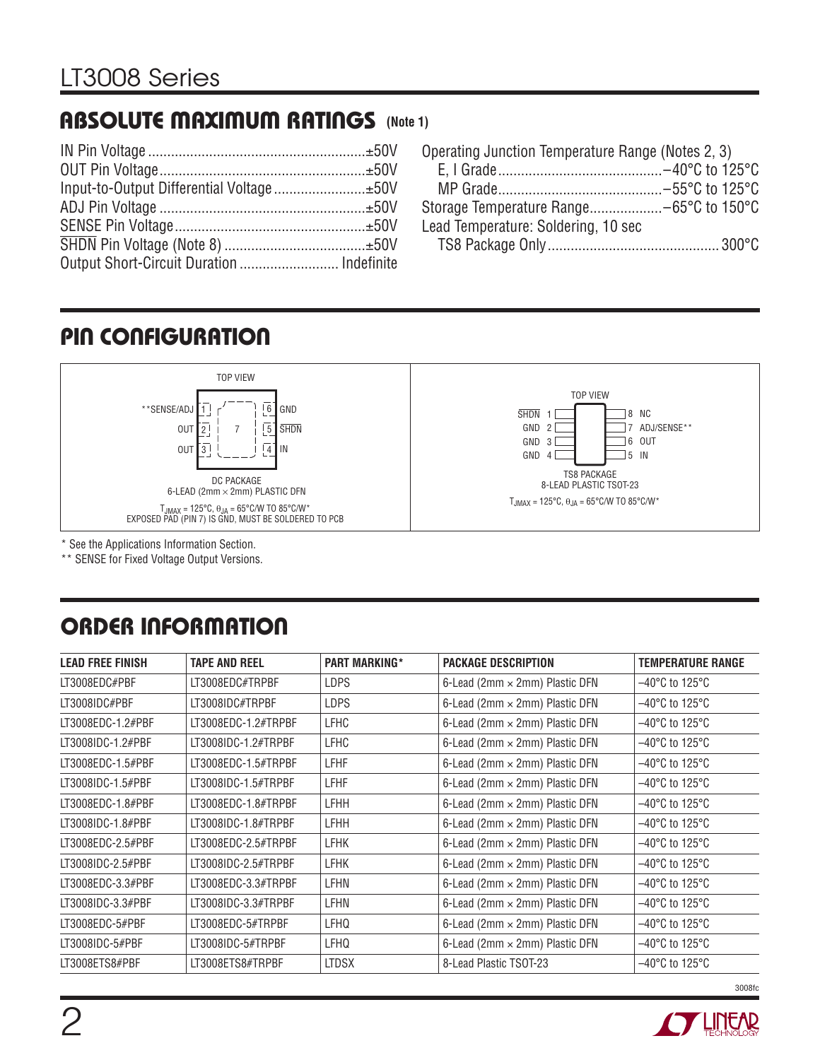## ABSOLUTE MAXIMUM RATINGS (Note 1)

IN Pin Voltage ........................................................ ±50V
OUT Pin Voltage ...................................................... ±50V
Input-to-Output Differential Voltage ........................ ±50V
ADJ Pin Voltage ...................................................... ±50V
SENSE Pin Voltage .................................................. ±50V
SHDN Pin Voltage (Note 8) ..................................... ±50V
Output Short-Circuit Duration .......................... Indefinite

Operating Junction Temperature Range (Notes 2, 3)
E, I Grade ........................................... –40°C to 125°C
MP Grade ........................................... –55°C to 125°C
Storage Temperature Range ................... –65°C to 150°C
Lead Temperature: Soldering, 10 sec
TS8 Package Only ............................................. 300°C

## PIN CONFIGURATION

**DC PACKAGE, 6-LEAD (2mm × 2mm) PLASTIC DFN (TOP VIEW)**

| Pin | Name |
|---|---|
| 1 | **SENSE/ADJ |
| 2 | OUT |
| 3 | OUT |
| 4 | IN |
| 5 | SHDN |
| 6 | GND |
| 7 (Exposed Pad) | GND |

$T_{JMAX}$ = 125°C, $\theta_{JA}$ = 65°C/W TO 85°C/W*
EXPOSED PAD (PIN 7) IS GND, MUST BE SOLDERED TO PCB

**TS8 PACKAGE, 8-LEAD PLASTIC TSOT-23 (TOP VIEW)**

| Pin | Name |
|---|---|
| 1 | SHDN |
| 2 | GND |
| 3 | GND |
| 4 | GND |
| 5 | IN |
| 6 | OUT |
| 7 | ADJ/SENSE** |
| 8 | NC |

$T_{JMAX}$ = 125°C, $\theta_{JA}$ = 65°C/W TO 85°C/W*

\* See the Applications Information Section.
\*\* SENSE for Fixed Voltage Output Versions.

## ORDER INFORMATION

| LEAD FREE FINISH | TAPE AND REEL | PART MARKING* | PACKAGE DESCRIPTION | TEMPERATURE RANGE |
|---|---|---|---|---|
| LT3008EDC#PBF | LT3008EDC#TRPBF | LDPS | 6-Lead (2mm × 2mm) Plastic DFN | –40°C to 125°C |
| LT3008IDC#PBF | LT3008IDC#TRPBF | LDPS | 6-Lead (2mm × 2mm) Plastic DFN | –40°C to 125°C |
| LT3008EDC-1.2#PBF | LT3008EDC-1.2#TRPBF | LFHC | 6-Lead (2mm × 2mm) Plastic DFN | –40°C to 125°C |
| LT3008IDC-1.2#PBF | LT3008IDC-1.2#TRPBF | LFHC | 6-Lead (2mm × 2mm) Plastic DFN | –40°C to 125°C |
| LT3008EDC-1.5#PBF | LT3008EDC-1.5#TRPBF | LFHF | 6-Lead (2mm × 2mm) Plastic DFN | –40°C to 125°C |
| LT3008IDC-1.5#PBF | LT3008IDC-1.5#TRPBF | LFHF | 6-Lead (2mm × 2mm) Plastic DFN | –40°C to 125°C |
| LT3008EDC-1.8#PBF | LT3008EDC-1.8#TRPBF | LFHH | 6-Lead (2mm × 2mm) Plastic DFN | –40°C to 125°C |
| LT3008IDC-1.8#PBF | LT3008IDC-1.8#TRPBF | LFHH | 6-Lead (2mm × 2mm) Plastic DFN | –40°C to 125°C |
| LT3008EDC-2.5#PBF | LT3008EDC-2.5#TRPBF | LFHK | 6-Lead (2mm × 2mm) Plastic DFN | –40°C to 125°C |
| LT3008IDC-2.5#PBF | LT3008IDC-2.5#TRPBF | LFHK | 6-Lead (2mm × 2mm) Plastic DFN | –40°C to 125°C |
| LT3008EDC-3.3#PBF | LT3008EDC-3.3#TRPBF | LFHN | 6-Lead (2mm × 2mm) Plastic DFN | –40°C to 125°C |
| LT3008IDC-3.3#PBF | LT3008IDC-3.3#TRPBF | LFHN | 6-Lead (2mm × 2mm) Plastic DFN | –40°C to 125°C |
| LT3008EDC-5#PBF | LT3008EDC-5#TRPBF | LFHQ | 6-Lead (2mm × 2mm) Plastic DFN | –40°C to 125°C |
| LT3008IDC-5#PBF | LT3008IDC-5#TRPBF | LFHQ | 6-Lead (2mm × 2mm) Plastic DFN | –40°C to 125°C |
| LT3008ETS8#PBF | LT3008ETS8#TRPBF | LTDSX | 8-Lead Plastic TSOT-23 | –40°C to 125°C |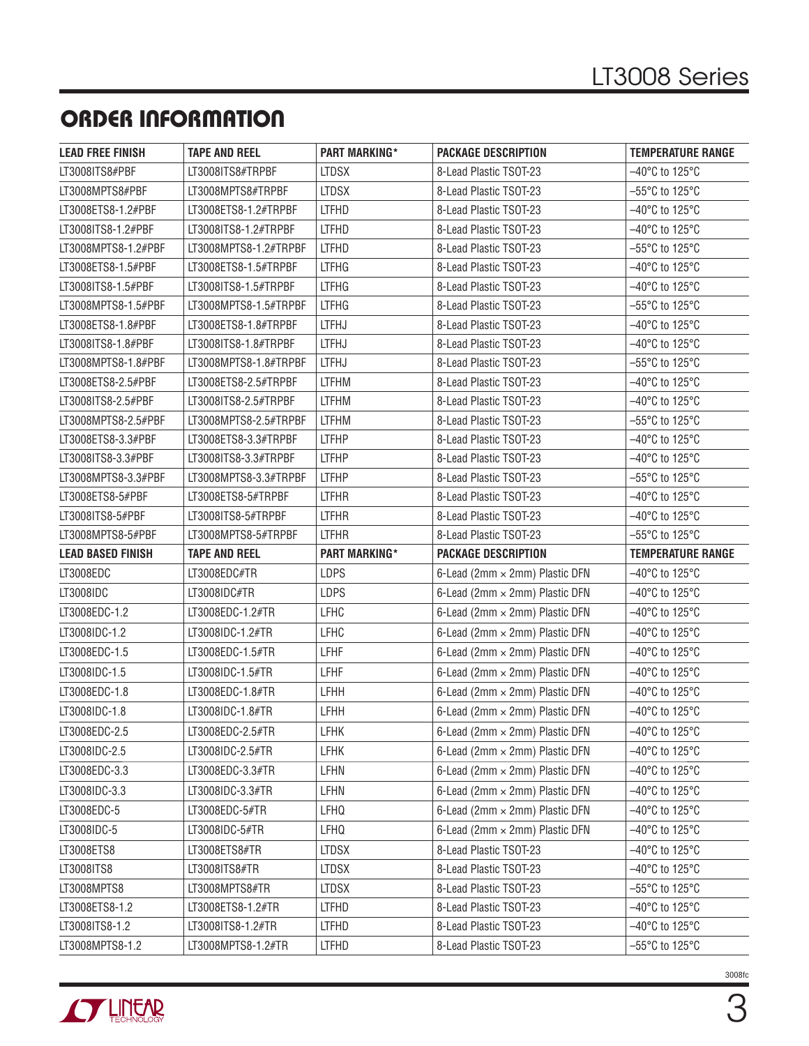## ORDER INFORMATION

| LEAD FREE FINISH | TAPE AND REEL | PART MARKING* | PACKAGE DESCRIPTION | TEMPERATURE RANGE |
|---|---|---|---|---|
| LT3008ITS8#PBF | LT3008ITS8#TRPBF | LTDSX | 8-Lead Plastic TSOT-23 | –40°C to 125°C |
| LT3008MPTS8#PBF | LT3008MPTS8#TRPBF | LTDSX | 8-Lead Plastic TSOT-23 | –55°C to 125°C |
| LT3008ETS8-1.2#PBF | LT3008ETS8-1.2#TRPBF | LTFHD | 8-Lead Plastic TSOT-23 | –40°C to 125°C |
| LT3008ITS8-1.2#PBF | LT3008ITS8-1.2#TRPBF | LTFHD | 8-Lead Plastic TSOT-23 | –40°C to 125°C |
| LT3008MPTS8-1.2#PBF | LT3008MPTS8-1.2#TRPBF | LTFHD | 8-Lead Plastic TSOT-23 | –55°C to 125°C |
| LT3008ETS8-1.5#PBF | LT3008ETS8-1.5#TRPBF | LTFHG | 8-Lead Plastic TSOT-23 | –40°C to 125°C |
| LT3008ITS8-1.5#PBF | LT3008ITS8-1.5#TRPBF | LTFHG | 8-Lead Plastic TSOT-23 | –40°C to 125°C |
| LT3008MPTS8-1.5#PBF | LT3008MPTS8-1.5#TRPBF | LTFHG | 8-Lead Plastic TSOT-23 | –55°C to 125°C |
| LT3008ETS8-1.8#PBF | LT3008ETS8-1.8#TRPBF | LTFHJ | 8-Lead Plastic TSOT-23 | –40°C to 125°C |
| LT3008ITS8-1.8#PBF | LT3008ITS8-1.8#TRPBF | LTFHJ | 8-Lead Plastic TSOT-23 | –40°C to 125°C |
| LT3008MPTS8-1.8#PBF | LT3008MPTS8-1.8#TRPBF | LTFHJ | 8-Lead Plastic TSOT-23 | –55°C to 125°C |
| LT3008ETS8-2.5#PBF | LT3008ETS8-2.5#TRPBF | LTFHM | 8-Lead Plastic TSOT-23 | –40°C to 125°C |
| LT3008ITS8-2.5#PBF | LT3008ITS8-2.5#TRPBF | LTFHM | 8-Lead Plastic TSOT-23 | –40°C to 125°C |
| LT3008MPTS8-2.5#PBF | LT3008MPTS8-2.5#TRPBF | LTFHM | 8-Lead Plastic TSOT-23 | –55°C to 125°C |
| LT3008ETS8-3.3#PBF | LT3008ETS8-3.3#TRPBF | LTFHP | 8-Lead Plastic TSOT-23 | –40°C to 125°C |
| LT3008ITS8-3.3#PBF | LT3008ITS8-3.3#TRPBF | LTFHP | 8-Lead Plastic TSOT-23 | –40°C to 125°C |
| LT3008MPTS8-3.3#PBF | LT3008MPTS8-3.3#TRPBF | LTFHP | 8-Lead Plastic TSOT-23 | –55°C to 125°C |
| LT3008ETS8-5#PBF | LT3008ETS8-5#TRPBF | LTFHR | 8-Lead Plastic TSOT-23 | –40°C to 125°C |
| LT3008ITS8-5#PBF | LT3008ITS8-5#TRPBF | LTFHR | 8-Lead Plastic TSOT-23 | –40°C to 125°C |
| LT3008MPTS8-5#PBF | LT3008MPTS8-5#TRPBF | LTFHR | 8-Lead Plastic TSOT-23 | –55°C to 125°C |
| **LEAD BASED FINISH** | **TAPE AND REEL** | **PART MARKING*** | **PACKAGE DESCRIPTION** | **TEMPERATURE RANGE** |
| LT3008EDC | LT3008EDC#TR | LDPS | 6-Lead (2mm × 2mm) Plastic DFN | –40°C to 125°C |
| LT3008IDC | LT3008IDC#TR | LDPS | 6-Lead (2mm × 2mm) Plastic DFN | –40°C to 125°C |
| LT3008EDC-1.2 | LT3008EDC-1.2#TR | LFHC | 6-Lead (2mm × 2mm) Plastic DFN | –40°C to 125°C |
| LT3008IDC-1.2 | LT3008IDC-1.2#TR | LFHC | 6-Lead (2mm × 2mm) Plastic DFN | –40°C to 125°C |
| LT3008EDC-1.5 | LT3008EDC-1.5#TR | LFHF | 6-Lead (2mm × 2mm) Plastic DFN | –40°C to 125°C |
| LT3008IDC-1.5 | LT3008IDC-1.5#TR | LFHF | 6-Lead (2mm × 2mm) Plastic DFN | –40°C to 125°C |
| LT3008EDC-1.8 | LT3008EDC-1.8#TR | LFHH | 6-Lead (2mm × 2mm) Plastic DFN | –40°C to 125°C |
| LT3008IDC-1.8 | LT3008IDC-1.8#TR | LFHH | 6-Lead (2mm × 2mm) Plastic DFN | –40°C to 125°C |
| LT3008EDC-2.5 | LT3008EDC-2.5#TR | LFHK | 6-Lead (2mm × 2mm) Plastic DFN | –40°C to 125°C |
| LT3008IDC-2.5 | LT3008IDC-2.5#TR | LFHK | 6-Lead (2mm × 2mm) Plastic DFN | –40°C to 125°C |
| LT3008EDC-3.3 | LT3008EDC-3.3#TR | LFHN | 6-Lead (2mm × 2mm) Plastic DFN | –40°C to 125°C |
| LT3008IDC-3.3 | LT3008IDC-3.3#TR | LFHN | 6-Lead (2mm × 2mm) Plastic DFN | –40°C to 125°C |
| LT3008EDC-5 | LT3008EDC-5#TR | LFHQ | 6-Lead (2mm × 2mm) Plastic DFN | –40°C to 125°C |
| LT3008IDC-5 | LT3008IDC-5#TR | LFHQ | 6-Lead (2mm × 2mm) Plastic DFN | –40°C to 125°C |
| LT3008ETS8 | LT3008ETS8#TR | LTDSX | 8-Lead Plastic TSOT-23 | –40°C to 125°C |
| LT3008ITS8 | LT3008ITS8#TR | LTDSX | 8-Lead Plastic TSOT-23 | –40°C to 125°C |
| LT3008MPTS8 | LT3008MPTS8#TR | LTDSX | 8-Lead Plastic TSOT-23 | –55°C to 125°C |
| LT3008ETS8-1.2 | LT3008ETS8-1.2#TR | LTFHD | 8-Lead Plastic TSOT-23 | –40°C to 125°C |
| LT3008ITS8-1.2 | LT3008ITS8-1.2#TR | LTFHD | 8-Lead Plastic TSOT-23 | –40°C to 125°C |
| LT3008MPTS8-1.2 | LT3008MPTS8-1.2#TR | LTFHD | 8-Lead Plastic TSOT-23 | –55°C to 125°C |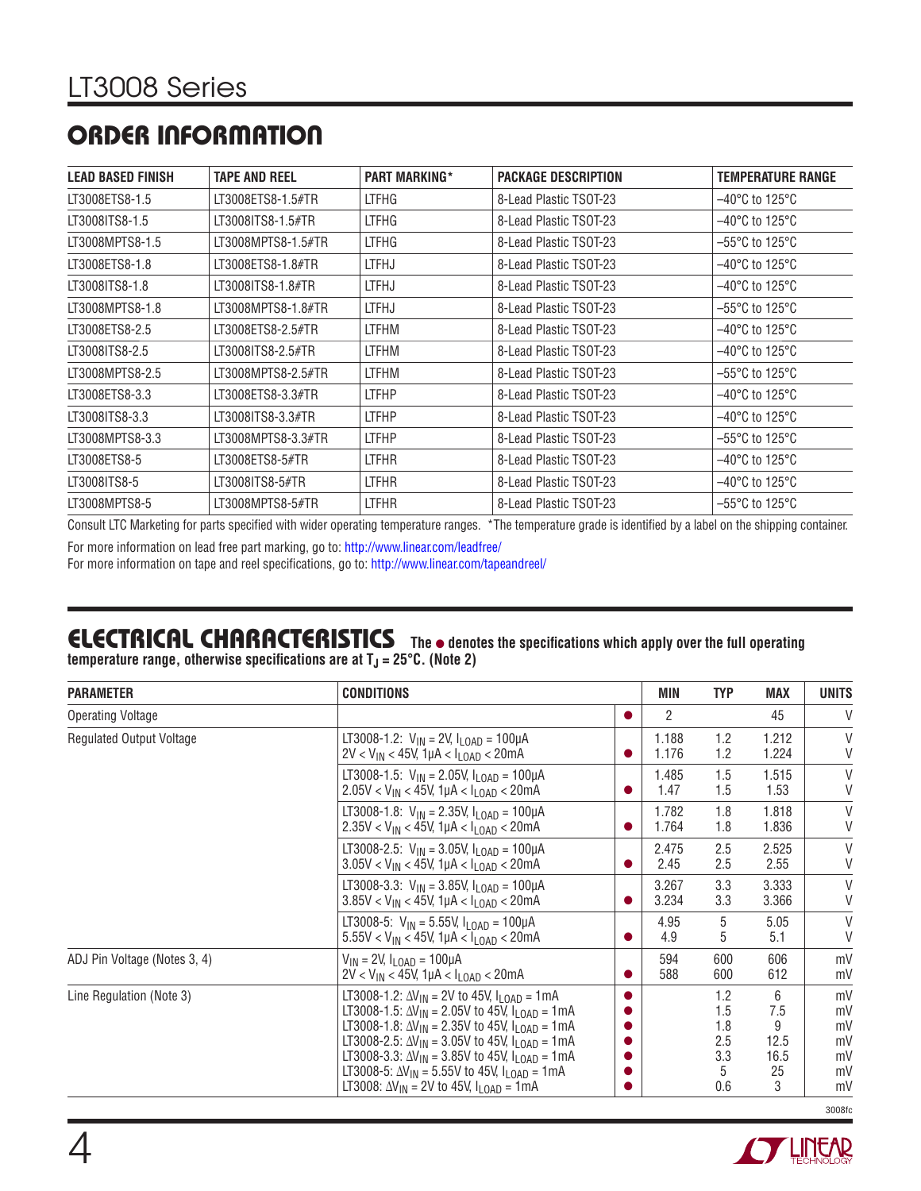## ORDER INFORMATION

| LEAD BASED FINISH | TAPE AND REEL | PART MARKING* | PACKAGE DESCRIPTION | TEMPERATURE RANGE |
|---|---|---|---|---|
| LT3008ETS8-1.5 | LT3008ETS8-1.5#TR | LTFHG | 8-Lead Plastic TSOT-23 | –40°C to 125°C |
| LT3008ITS8-1.5 | LT3008ITS8-1.5#TR | LTFHG | 8-Lead Plastic TSOT-23 | –40°C to 125°C |
| LT3008MPTS8-1.5 | LT3008MPTS8-1.5#TR | LTFHG | 8-Lead Plastic TSOT-23 | –55°C to 125°C |
| LT3008ETS8-1.8 | LT3008ETS8-1.8#TR | LTFHJ | 8-Lead Plastic TSOT-23 | –40°C to 125°C |
| LT3008ITS8-1.8 | LT3008ITS8-1.8#TR | LTFHJ | 8-Lead Plastic TSOT-23 | –40°C to 125°C |
| LT3008MPTS8-1.8 | LT3008MPTS8-1.8#TR | LTFHJ | 8-Lead Plastic TSOT-23 | –55°C to 125°C |
| LT3008ETS8-2.5 | LT3008ETS8-2.5#TR | LTFHM | 8-Lead Plastic TSOT-23 | –40°C to 125°C |
| LT3008ITS8-2.5 | LT3008ITS8-2.5#TR | LTFHM | 8-Lead Plastic TSOT-23 | –40°C to 125°C |
| LT3008MPTS8-2.5 | LT3008MPTS8-2.5#TR | LTFHM | 8-Lead Plastic TSOT-23 | –55°C to 125°C |
| LT3008ETS8-3.3 | LT3008ETS8-3.3#TR | LTFHP | 8-Lead Plastic TSOT-23 | –40°C to 125°C |
| LT3008ITS8-3.3 | LT3008ITS8-3.3#TR | LTFHP | 8-Lead Plastic TSOT-23 | –40°C to 125°C |
| LT3008MPTS8-3.3 | LT3008MPTS8-3.3#TR | LTFHP | 8-Lead Plastic TSOT-23 | –55°C to 125°C |
| LT3008ETS8-5 | LT3008ETS8-5#TR | LTFHR | 8-Lead Plastic TSOT-23 | –40°C to 125°C |
| LT3008ITS8-5 | LT3008ITS8-5#TR | LTFHR | 8-Lead Plastic TSOT-23 | –40°C to 125°C |
| LT3008MPTS8-5 | LT3008MPTS8-5#TR | LTFHR | 8-Lead Plastic TSOT-23 | –55°C to 125°C |

Consult LTC Marketing for parts specified with wider operating temperature ranges. *The temperature grade is identified by a label on the shipping container.

For more information on lead free part marking, go to: http://www.linear.com/leadfree/

For more information on tape and reel specifications, go to: http://www.linear.com/tapeandreel/

## ELECTRICAL CHARACTERISTICS

**The ● denotes the specifications which apply over the full operating temperature range, otherwise specifications are at $T_J = 25°C$. (Note 2)**

| PARAMETER | CONDITIONS | | MIN | TYP | MAX | UNITS |
|---|---|---|---|---|---|---|
| Operating Voltage | | ● | 2 | | 45 | V |
| Regulated Output Voltage | LT3008-1.2: $V_{IN}$ = 2V, $I_{LOAD}$ = 100µA<br>2V < $V_{IN}$ < 45V, 1µA < $I_{LOAD}$ < 20mA | <br>● | 1.188<br>1.176 | 1.2<br>1.2 | 1.212<br>1.224 | V<br>V |
| | LT3008-1.5: $V_{IN}$ = 2.05V, $I_{LOAD}$ = 100µA<br>2.05V < $V_{IN}$ < 45V, 1µA < $I_{LOAD}$ < 20mA | <br>● | 1.485<br>1.47 | 1.5<br>1.5 | 1.515<br>1.53 | V<br>V |
| | LT3008-1.8: $V_{IN}$ = 2.35V, $I_{LOAD}$ = 100µA<br>2.35V < $V_{IN}$ < 45V, 1µA < $I_{LOAD}$ < 20mA | <br>● | 1.782<br>1.764 | 1.8<br>1.8 | 1.818<br>1.836 | V<br>V |
| | LT3008-2.5: $V_{IN}$ = 3.05V, $I_{LOAD}$ = 100µA<br>3.05V < $V_{IN}$ < 45V, 1µA < $I_{LOAD}$ < 20mA | <br>● | 2.475<br>2.45 | 2.5<br>2.5 | 2.525<br>2.55 | V<br>V |
| | LT3008-3.3: $V_{IN}$ = 3.85V, $I_{LOAD}$ = 100µA<br>3.85V < $V_{IN}$ < 45V, 1µA < $I_{LOAD}$ < 20mA | <br>● | 3.267<br>3.234 | 3.3<br>3.3 | 3.333<br>3.366 | V<br>V |
| | LT3008-5: $V_{IN}$ = 5.55V, $I_{LOAD}$ = 100µA<br>5.55V < $V_{IN}$ < 45V, 1µA < $I_{LOAD}$ < 20mA | <br>● | 4.95<br>4.9 | 5<br>5 | 5.05<br>5.1 | V<br>V |
| ADJ Pin Voltage (Notes 3, 4) | $V_{IN}$ = 2V, $I_{LOAD}$ = 100µA<br>2V < $V_{IN}$ < 45V, 1µA < $I_{LOAD}$ < 20mA | <br>● | 594<br>588 | 600<br>600 | 606<br>612 | mV<br>mV |
| Line Regulation (Note 3) | LT3008-1.2: $\Delta V_{IN}$ = 2V to 45V, $I_{LOAD}$ = 1mA<br>LT3008-1.5: $\Delta V_{IN}$ = 2.05V to 45V, $I_{LOAD}$ = 1mA<br>LT3008-1.8: $\Delta V_{IN}$ = 2.35V to 45V, $I_{LOAD}$ = 1mA<br>LT3008-2.5: $\Delta V_{IN}$ = 3.05V to 45V, $I_{LOAD}$ = 1mA<br>LT3008-3.3: $\Delta V_{IN}$ = 3.85V to 45V, $I_{LOAD}$ = 1mA<br>LT3008-5: $\Delta V_{IN}$ = 5.55V to 45V, $I_{LOAD}$ = 1mA<br>LT3008: $\Delta V_{IN}$ = 2V to 45V, $I_{LOAD}$ = 1mA | ●<br>●<br>●<br>●<br>●<br>●<br>● | | 1.2<br>1.5<br>1.8<br>2.5<br>3.3<br>5<br>0.6 | 6<br>7.5<br>9<br>12.5<br>16.5<br>25<br>3 | mV<br>mV<br>mV<br>mV<br>mV<br>mV<br>mV |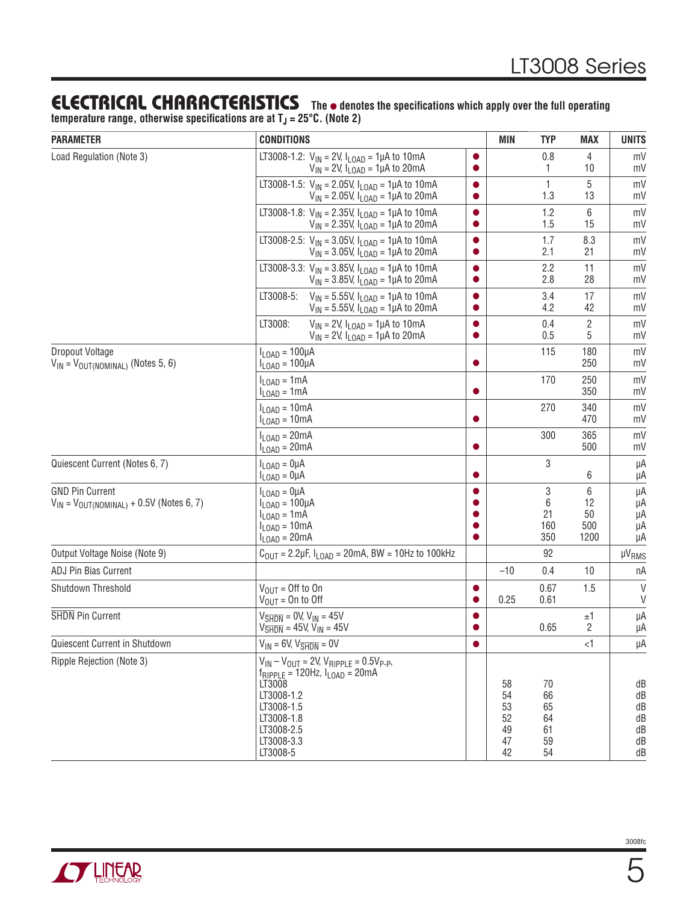## ELECTRICAL CHARACTERISTICS

**The ● denotes the specifications which apply over the full operating temperature range, otherwise specifications are at $T_J$ = 25°C. (Note 2)**

| PARAMETER | CONDITIONS | | MIN | TYP | MAX | UNITS |
|---|---|---|---|---|---|---|
| Load Regulation (Note 3) | LT3008-1.2: $V_{IN}$ = 2V, $I_{LOAD}$ = 1µA to 10mA | ● | | 0.8 | 4 | mV |
| | $V_{IN}$ = 2V, $I_{LOAD}$ = 1µA to 20mA | ● | | 1 | 10 | mV |
| | LT3008-1.5: $V_{IN}$ = 2.05V, $I_{LOAD}$ = 1µA to 10mA | ● | | 1 | 5 | mV |
| | $V_{IN}$ = 2.05V, $I_{LOAD}$ = 1µA to 20mA | ● | | 1.3 | 13 | mV |
| | LT3008-1.8: $V_{IN}$ = 2.35V, $I_{LOAD}$ = 1µA to 10mA | ● | | 1.2 | 6 | mV |
| | $V_{IN}$ = 2.35V, $I_{LOAD}$ = 1µA to 20mA | ● | | 1.5 | 15 | mV |
| | LT3008-2.5: $V_{IN}$ = 3.05V, $I_{LOAD}$ = 1µA to 10mA | ● | | 1.7 | 8.3 | mV |
| | $V_{IN}$ = 3.05V, $I_{LOAD}$ = 1µA to 20mA | ● | | 2.1 | 21 | mV |
| | LT3008-3.3: $V_{IN}$ = 3.85V, $I_{LOAD}$ = 1µA to 10mA | ● | | 2.2 | 11 | mV |
| | $V_{IN}$ = 3.85V, $I_{LOAD}$ = 1µA to 20mA | ● | | 2.8 | 28 | mV |
| | LT3008-5: $V_{IN}$ = 5.55V, $I_{LOAD}$ = 1µA to 10mA | ● | | 3.4 | 17 | mV |
| | $V_{IN}$ = 5.55V, $I_{LOAD}$ = 1µA to 20mA | ● | | 4.2 | 42 | mV |
| | LT3008: $V_{IN}$ = 2V, $I_{LOAD}$ = 1µA to 10mA | ● | | 0.4 | 2 | mV |
| | $V_{IN}$ = 2V, $I_{LOAD}$ = 1µA to 20mA | ● | | 0.5 | 5 | mV |
| Dropout Voltage $V_{IN} = V_{OUT(NOMINAL)}$ (Notes 5, 6) | $I_{LOAD}$ = 100µA | | | 115 | 180 | mV |
| | $I_{LOAD}$ = 100µA | ● | | | 250 | mV |
| | $I_{LOAD}$ = 1mA | | | 170 | 250 | mV |
| | $I_{LOAD}$ = 1mA | ● | | | 350 | mV |
| | $I_{LOAD}$ = 10mA | | | 270 | 340 | mV |
| | $I_{LOAD}$ = 10mA | ● | | | 470 | mV |
| | $I_{LOAD}$ = 20mA | | | 300 | 365 | mV |
| | $I_{LOAD}$ = 20mA | ● | | | 500 | mV |
| Quiescent Current (Notes 6, 7) | $I_{LOAD}$ = 0µA | | | 3 | | µA |
| | $I_{LOAD}$ = 0µA | ● | | | 6 | µA |
| GND Pin Current $V_{IN} = V_{OUT(NOMINAL)}$ + 0.5V (Notes 6, 7) | $I_{LOAD}$ = 0µA | ● | | 3 | 6 | µA |
| | $I_{LOAD}$ = 100µA | ● | | 6 | 12 | µA |
| | $I_{LOAD}$ = 1mA | ● | | 21 | 50 | µA |
| | $I_{LOAD}$ = 10mA | ● | | 160 | 500 | µA |
| | $I_{LOAD}$ = 20mA | ● | | 350 | 1200 | µA |
| Output Voltage Noise (Note 9) | $C_{OUT}$ = 2.2µF, $I_{LOAD}$ = 20mA, BW = 10Hz to 100kHz | | | 92 | | $µV_{RMS}$ |
| ADJ Pin Bias Current | | | –10 | 0.4 | 10 | nA |
| Shutdown Threshold | $V_{OUT}$ = Off to On | ● | | 0.67 | 1.5 | V |
| | $V_{OUT}$ = On to Off | ● | 0.25 | 0.61 | | V |
| $\overline{SHDN}$ Pin Current | $V_{\overline{SHDN}}$ = 0V, $V_{IN}$ = 45V | ● | | | ±1 | µA |
| | $V_{\overline{SHDN}}$ = 45V, $V_{IN}$ = 45V | ● | | 0.65 | 2 | µA |
| Quiescent Current in Shutdown | $V_{IN}$ = 6V, $V_{\overline{SHDN}}$ = 0V | ● | | | <1 | µA |
| Ripple Rejection (Note 3) | $V_{IN} - V_{OUT}$ = 2V, $V_{RIPPLE}$ = $0.5V_{P-P}$, $f_{RIPPLE}$ = 120Hz, $I_{LOAD}$ = 20mA | | | | | |
| | LT3008 | | 58 | 70 | | dB |
| | LT3008-1.2 | | 54 | 66 | | dB |
| | LT3008-1.5 | | 53 | 65 | | dB |
| | LT3008-1.8 | | 52 | 64 | | dB |
| | LT3008-2.5 | | 49 | 61 | | dB |
| | LT3008-3.3 | | 47 | 59 | | dB |
| | LT3008-5 | | 42 | 54 | | dB |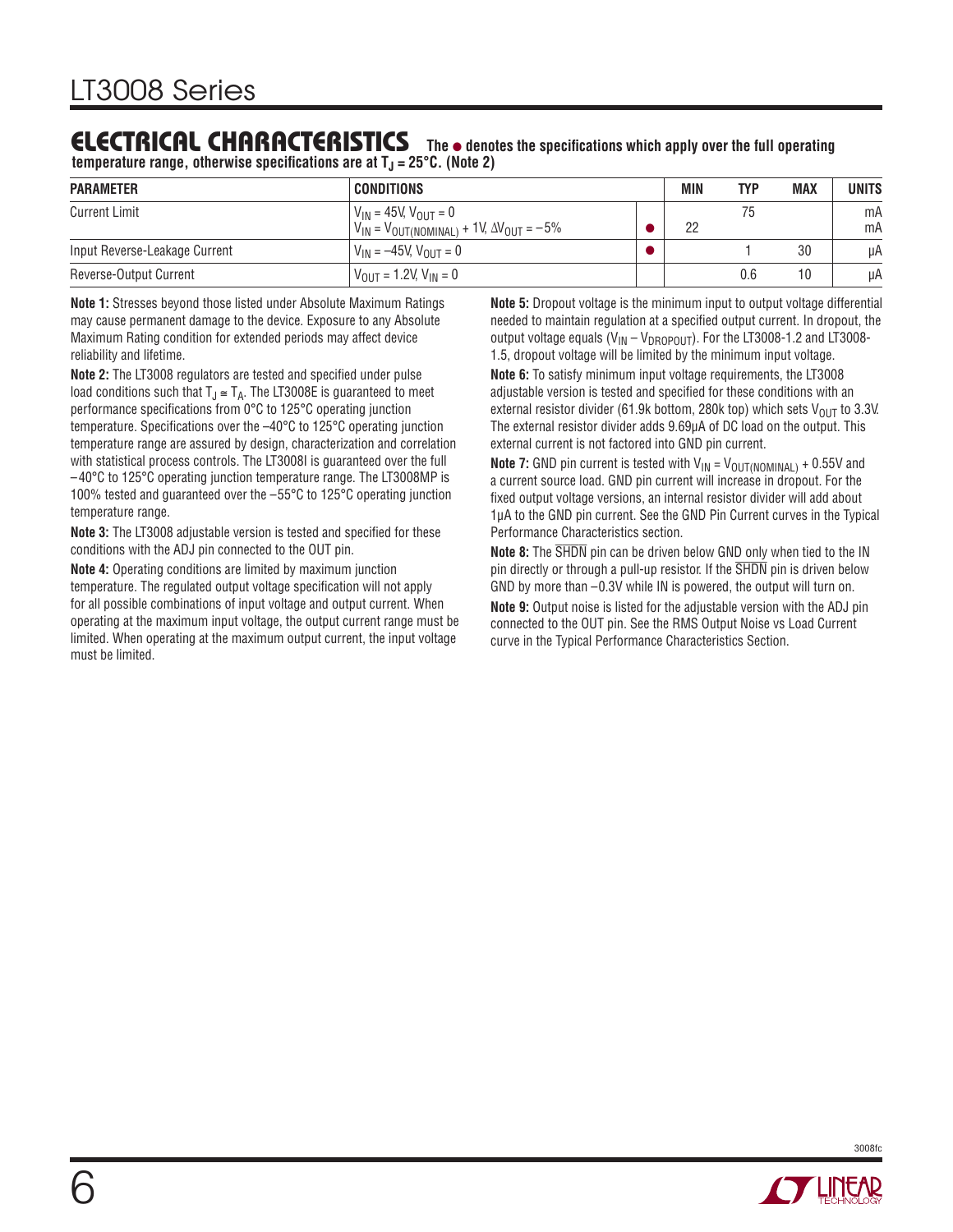## ELECTRICAL CHARACTERISTICS

**The ● denotes the specifications which apply over the full operating temperature range, otherwise specifications are at $T_J = 25°C$. (Note 2)**

| PARAMETER | CONDITIONS | | MIN | TYP | MAX | UNITS |
|---|---|---|---|---|---|---|
| Current Limit | $V_{IN} = 45V$, $V_{OUT} = 0$<br>$V_{IN} = V_{OUT(NOMINAL)} + 1V$, $\Delta V_{OUT} = -5\%$ | <br>● | <br>22 | 75 | | mA<br>mA |
| Input Reverse-Leakage Current | $V_{IN} = -45V$, $V_{OUT} = 0$ | ● | | 1 | 30 | µA |
| Reverse-Output Current | $V_{OUT} = 1.2V$, $V_{IN} = 0$ | | | 0.6 | 10 | µA |

**Note 1:** Stresses beyond those listed under Absolute Maximum Ratings may cause permanent damage to the device. Exposure to any Absolute Maximum Rating condition for extended periods may affect device reliability and lifetime.

**Note 2:** The LT3008 regulators are tested and specified under pulse load conditions such that $T_J \cong T_A$. The LT3008E is guaranteed to meet performance specifications from 0°C to 125°C operating junction temperature. Specifications over the –40°C to 125°C operating junction temperature range are assured by design, characterization and correlation with statistical process controls. The LT3008I is guaranteed over the full –40°C to 125°C operating junction temperature range. The LT3008MP is 100% tested and guaranteed over the –55°C to 125°C operating junction temperature range.

**Note 3:** The LT3008 adjustable version is tested and specified for these conditions with the ADJ pin connected to the OUT pin.

**Note 4:** Operating conditions are limited by maximum junction temperature. The regulated output voltage specification will not apply for all possible combinations of input voltage and output current. When operating at the maximum input voltage, the output current range must be limited. When operating at the maximum output current, the input voltage must be limited.

**Note 5:** Dropout voltage is the minimum input to output voltage differential needed to maintain regulation at a specified output current. In dropout, the output voltage equals ($V_{IN} – V_{DROPOUT}$). For the LT3008-1.2 and LT3008-1.5, dropout voltage will be limited by the minimum input voltage.

**Note 6:** To satisfy minimum input voltage requirements, the LT3008 adjustable version is tested and specified for these conditions with an external resistor divider (61.9k bottom, 280k top) which sets $V_{OUT}$ to 3.3V. The external resistor divider adds 9.69µA of DC load on the output. This external current is not factored into GND pin current.

**Note 7:** GND pin current is tested with $V_{IN} = V_{OUT(NOMINAL)} + 0.55V$ and a current source load. GND pin current will increase in dropout. For the fixed output voltage versions, an internal resistor divider will add about 1µA to the GND pin current. See the GND Pin Current curves in the Typical Performance Characteristics section.

**Note 8:** The $\overline{SHDN}$ pin can be driven below GND only when tied to the IN pin directly or through a pull-up resistor. If the $\overline{SHDN}$ pin is driven below GND by more than –0.3V while IN is powered, the output will turn on.

**Note 9:** Output noise is listed for the adjustable version with the ADJ pin connected to the OUT pin. See the RMS Output Noise vs Load Current curve in the Typical Performance Characteristics Section.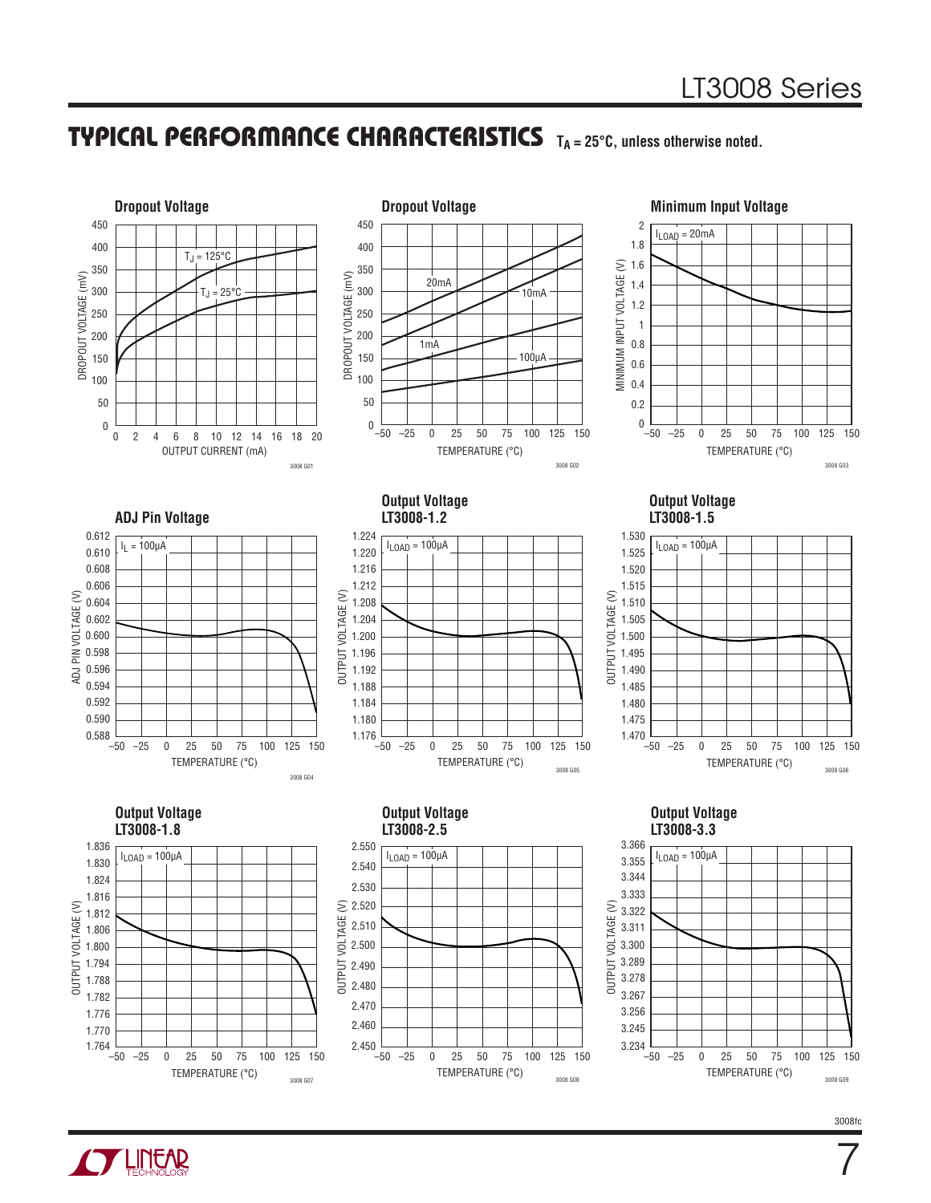## TYPICAL PERFORMANCE CHARACTERISTICS

$T_A = 25°C$, unless otherwise noted.

**Dropout Voltage**

DROPOUT VOLTAGE (mV) vs OUTPUT CURRENT (mA); $T_J = 125°C$, $T_J = 25°C$

3008 G01

**Dropout Voltage**

DROPOUT VOLTAGE (mV) vs TEMPERATURE (°C); 20mA, 10mA, 1mA, 100µA

3008 G02

**Minimum Input Voltage**

MINIMUM INPUT VOLTAGE (V) vs TEMPERATURE (°C); $I_{LOAD} = 20mA$

3008 G03

**ADJ Pin Voltage**

ADJ PIN VOLTAGE (V) vs TEMPERATURE (°C); $I_L = 100µA$

3008 G04

**Output Voltage LT3008-1.2**

OUTPUT VOLTAGE (V) vs TEMPERATURE (°C); $I_{LOAD} = 100µA$

3008 G05

**Output Voltage LT3008-1.5**

OUTPUT VOLTAGE (V) vs TEMPERATURE (°C); $I_{LOAD} = 100µA$

3008 G06

**Output Voltage LT3008-1.8**

OUTPUT VOLTAGE (V) vs TEMPERATURE (°C); $I_{LOAD} = 100µA$

3008 G07

**Output Voltage LT3008-2.5**

OUTPUT VOLTAGE (V) vs TEMPERATURE (°C); $I_{LOAD} = 100µA$

3008 G08

**Output Voltage LT3008-3.3**

OUTPUT VOLTAGE (V) vs TEMPERATURE (°C); $I_{LOAD} = 100µA$

3008 G09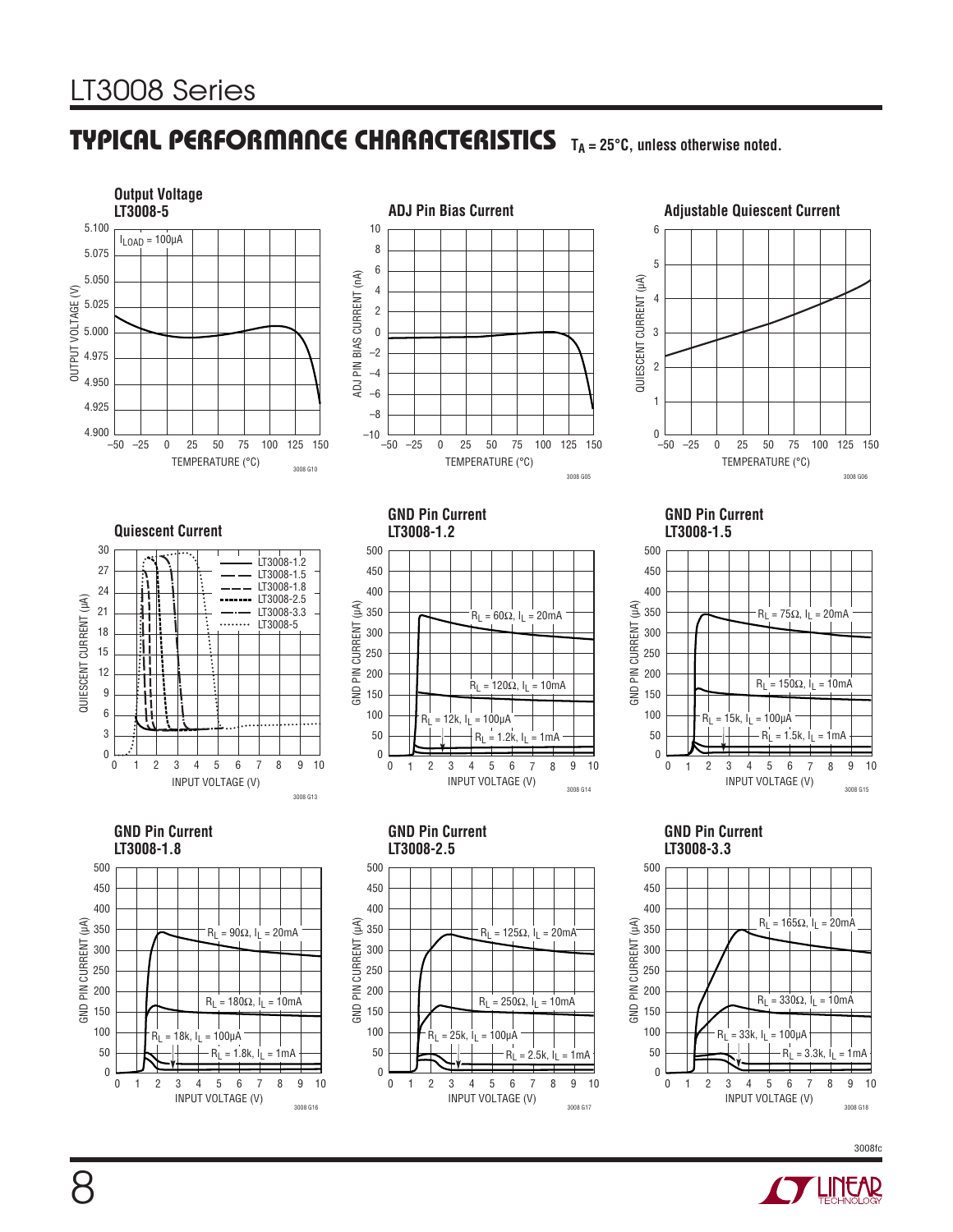## TYPICAL PERFORMANCE CHARACTERISTICS

$T_A = 25°C$, unless otherwise noted.

**Output Voltage LT3008-5**

$I_{LOAD} = 100\mu A$

OUTPUT VOLTAGE (V) vs TEMPERATURE (°C)

3008 G10

**ADJ Pin Bias Current**

ADJ PIN BIAS CURRENT (nA) vs TEMPERATURE (°C)

3008 G05

**Adjustable Quiescent Current**

QUIESCENT CURRENT (µA) vs TEMPERATURE (°C)

3008 G06

**Quiescent Current**

LT3008-1.2, LT3008-1.5, LT3008-1.8, LT3008-2.5, LT3008-3.3, LT3008-5

QUIESCENT CURRENT (µA) vs INPUT VOLTAGE (V)

3008 G13

**GND Pin Current LT3008-1.2**

$R_L = 60\Omega$, $I_L = 20mA$; $R_L = 120\Omega$, $I_L = 10mA$; $R_L = 12k$, $I_L = 100\mu A$; $R_L = 1.2k$, $I_L = 1mA$

GND PIN CURRENT (µA) vs INPUT VOLTAGE (V)

3008 G14

**GND Pin Current LT3008-1.5**

$R_L = 75\Omega$, $I_L = 20mA$; $R_L = 150\Omega$, $I_L = 10mA$; $R_L = 15k$, $I_L = 100\mu A$; $R_L = 1.5k$, $I_L = 1mA$

GND PIN CURRENT (µA) vs INPUT VOLTAGE (V)

3008 G15

**GND Pin Current LT3008-1.8**

$R_L = 90\Omega$, $I_L = 20mA$; $R_L = 180\Omega$, $I_L = 10mA$; $R_L = 18k$, $I_L = 100\mu A$; $R_L = 1.8k$, $I_L = 1mA$

GND PIN CURRENT (µA) vs INPUT VOLTAGE (V)

3008 G16

**GND Pin Current LT3008-2.5**

$R_L = 125\Omega$, $I_L = 20mA$; $R_L = 250\Omega$, $I_L = 10mA$; $R_L = 25k$, $I_L = 100\mu A$; $R_L = 2.5k$, $I_L = 1mA$

GND PIN CURRENT (µA) vs INPUT VOLTAGE (V)

3008 G17

**GND Pin Current LT3008-3.3**

$R_L = 165\Omega$, $I_L = 20mA$; $R_L = 330\Omega$, $I_L = 10mA$; $R_L = 33k$, $I_L = 100\mu A$; $R_L = 3.3k$, $I_L = 1mA$

GND PIN CURRENT (µA) vs INPUT VOLTAGE (V)

3008 G18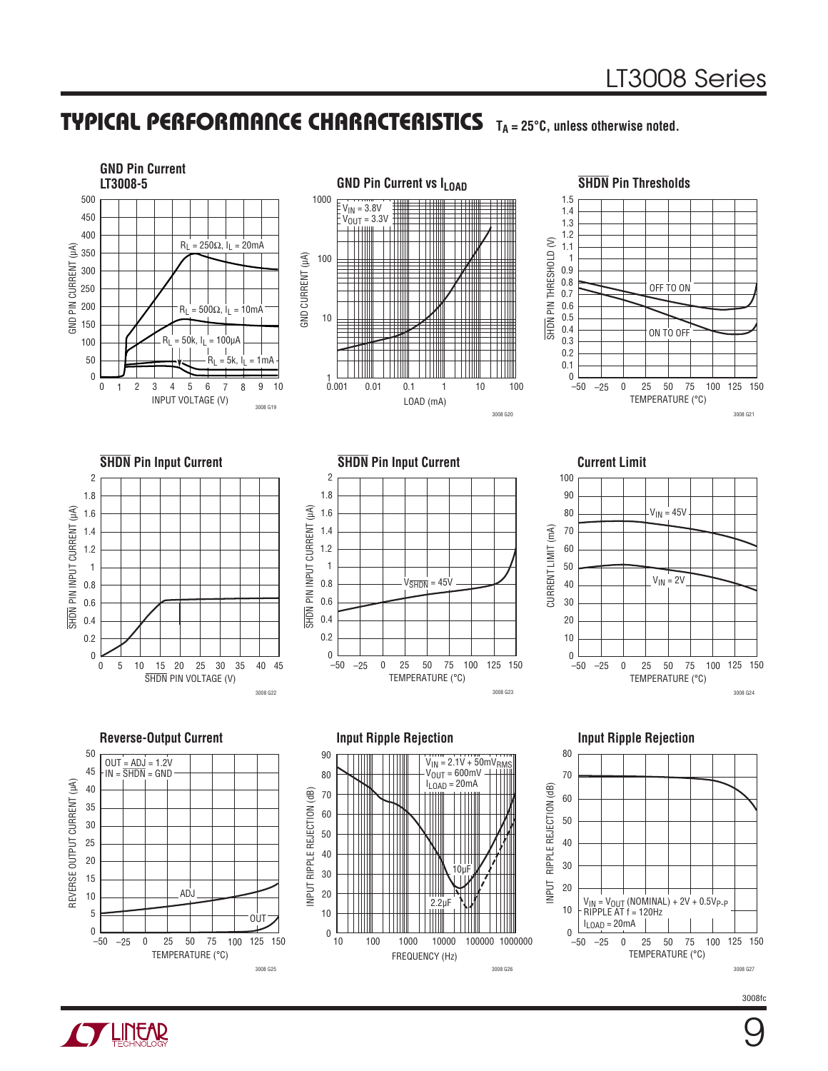## TYPICAL PERFORMANCE CHARACTERISTICS $T_A = 25°C$, unless otherwise noted.

**GND Pin Current LT3008-5**

$R_L = 250\Omega$, $I_L = 20mA$
$R_L = 500\Omega$, $I_L = 10mA$
$R_L = 50k$, $I_L = 100\mu A$
$R_L = 5k$, $I_L = 1mA$

GND PIN CURRENT (µA) vs INPUT VOLTAGE (V)

3008 G19

**GND Pin Current vs $I_{LOAD}$**

$V_{IN} = 3.8V$
$V_{OUT} = 3.3V$

GND CURRENT (µA) vs LOAD (mA)

3008 G20

**$\overline{SHDN}$ Pin Thresholds**

OFF TO ON
ON TO OFF

$\overline{SHDN}$ PIN THRESHOLD (V) vs TEMPERATURE (°C)

3008 G21

**$\overline{SHDN}$ Pin Input Current**

$\overline{SHDN}$ PIN INPUT CURRENT (µA) vs $\overline{SHDN}$ PIN VOLTAGE (V)

3008 G22

**$\overline{SHDN}$ Pin Input Current**

$V_{\overline{SHDN}} = 45V$

$\overline{SHDN}$ PIN INPUT CURRENT (µA) vs TEMPERATURE (°C)

3008 G23

**Current Limit**

$V_{IN} = 45V$
$V_{IN} = 2V$

CURRENT LIMIT (mA) vs TEMPERATURE (°C)

3008 G24

**Reverse-Output Current**

OUT = ADJ = 1.2V
IN = $\overline{SHDN}$ = GND

ADJ
OUT

REVERSE OUTPUT CURRENT (µA) vs TEMPERATURE (°C)

3008 G25

**Input Ripple Rejection**

$V_{IN} = 2.1V + 50mV_{RMS}$
$V_{OUT} = 600mV$
$I_{LOAD} = 20mA$

10µF
2.2µF

INPUT RIPPLE REJECTION (dB) vs FREQUENCY (Hz)

3008 G26

**Input Ripple Rejection**

$V_{IN} = V_{OUT}$ (NOMINAL) + 2V + $0.5V_{P-P}$
RIPPLE AT f = 120Hz
$I_{LOAD} = 20mA$

INPUT RIPPLE REJECTION (dB) vs TEMPERATURE (°C)

3008 G27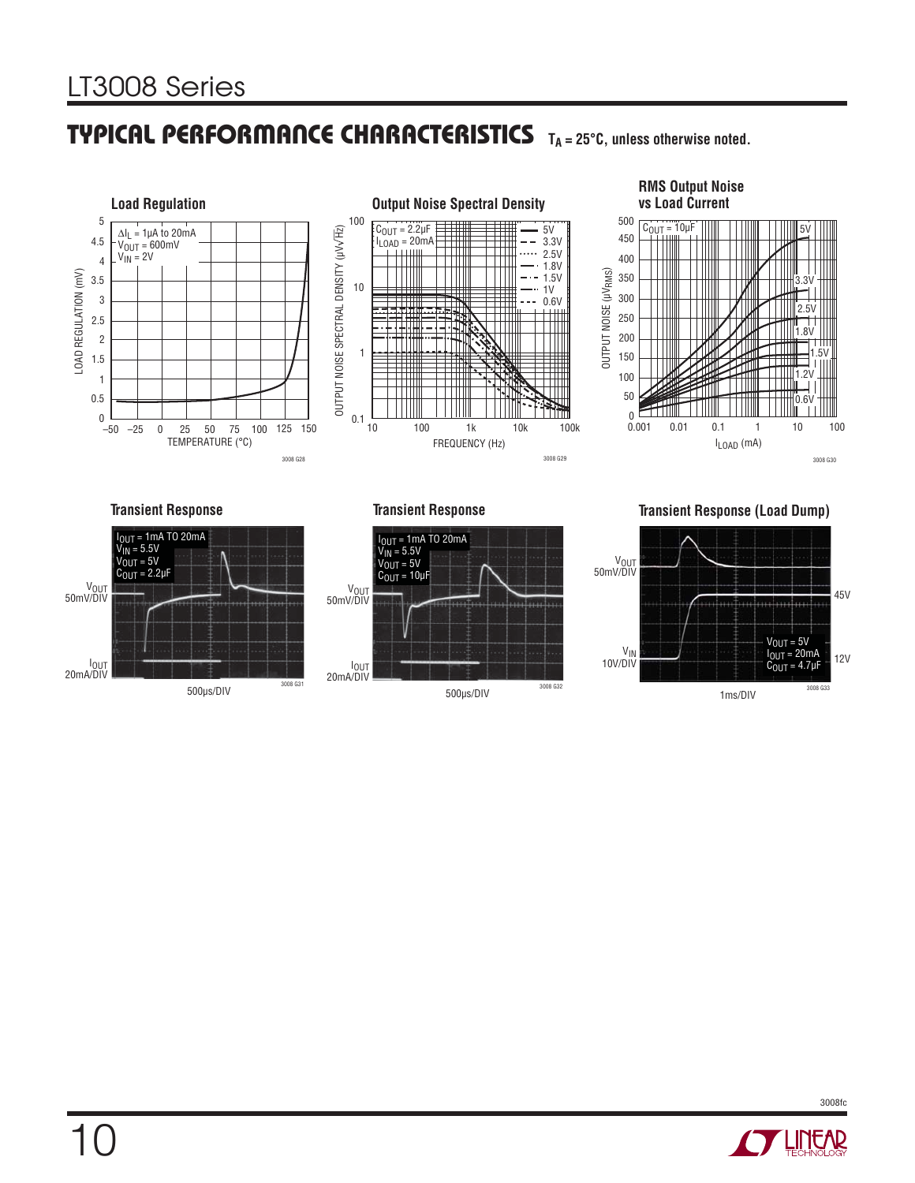## TYPICAL PERFORMANCE CHARACTERISTICS $T_A = 25°C$, unless otherwise noted.

**Load Regulation**

$\Delta I_L$ = 1µA to 20mA
$V_{OUT}$ = 600mV
$V_{IN}$ = 2V

LOAD REGULATION (mV) vs TEMPERATURE (°C)

3008 G28

**Output Noise Spectral Density**

$C_{OUT}$ = 2.2µF
$I_{LOAD}$ = 20mA

5V, 3.3V, 2.5V, 1.8V, 1.5V, 1V, 0.6V

OUTPUT NOISE SPECTRAL DENSITY (µV/√Hz) vs FREQUENCY (Hz)

3008 G29

**RMS Output Noise vs Load Current**

$C_{OUT}$ = 10µF

5V, 3.3V, 2.5V, 1.8V, 1.5V, 1.2V, 0.6V

OUTPUT NOISE (µV$_{RMS}$) vs $I_{LOAD}$ (mA)

3008 G30

**Transient Response**

$I_{OUT}$ = 1mA TO 20mA
$V_{IN}$ = 5.5V
$V_{OUT}$ = 5V
$C_{OUT}$ = 2.2µF

$V_{OUT}$ 50mV/DIV
$I_{OUT}$ 20mA/DIV
500µs/DIV

3008 G31

**Transient Response**

$I_{OUT}$ = 1mA TO 20mA
$V_{IN}$ = 5.5V
$V_{OUT}$ = 5V
$C_{OUT}$ = 10µF

$V_{OUT}$ 50mV/DIV
$I_{OUT}$ 20mA/DIV
500µs/DIV

3008 G32

**Transient Response (Load Dump)**

$V_{OUT}$ = 5V
$I_{OUT}$ = 20mA
$C_{OUT}$ = 4.7µF

$V_{OUT}$ 50mV/DIV
$V_{IN}$ 10V/DIV
45V
12V
1ms/DIV

3008 G33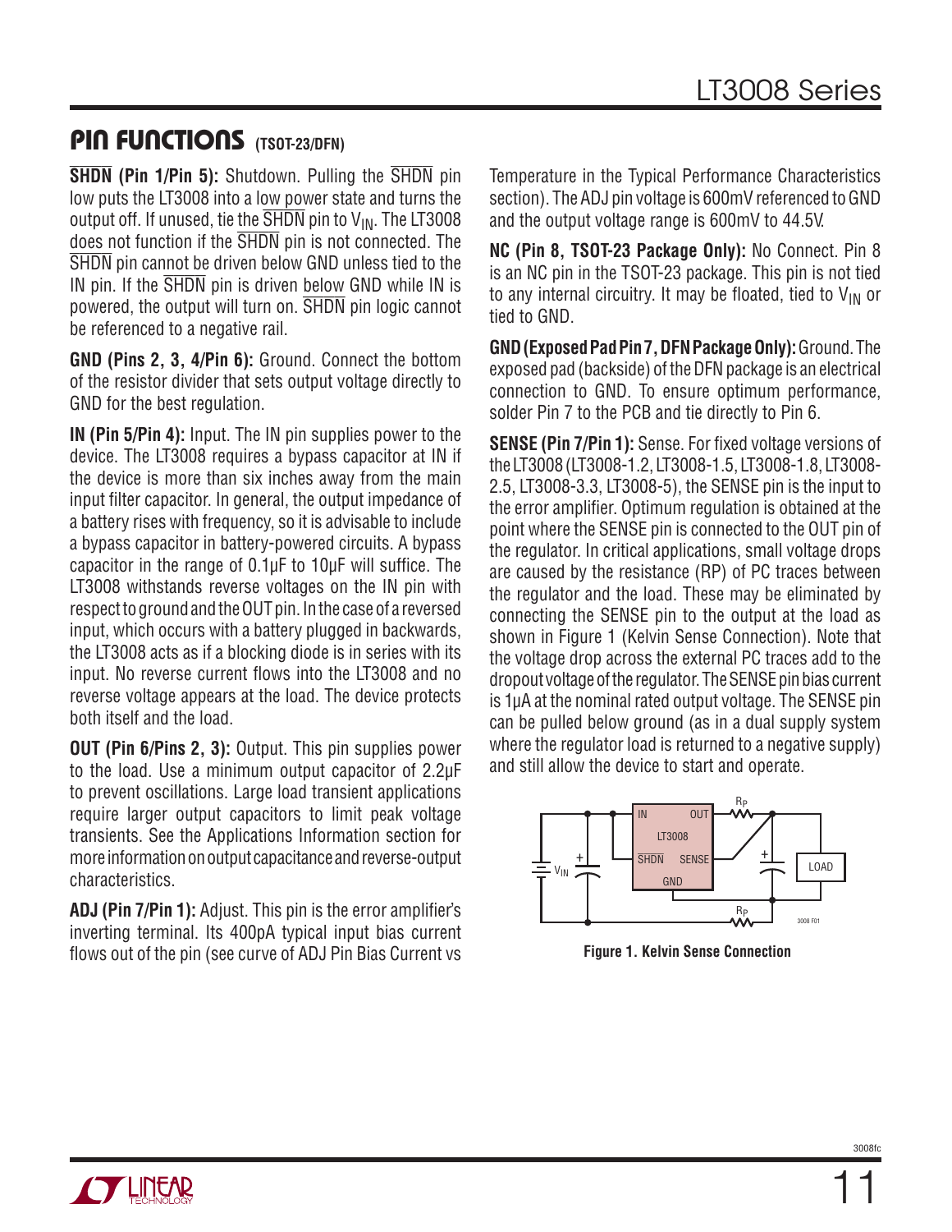## PIN FUNCTIONS (TSOT-23/DFN)

**$\overline{\text{SHDN}}$ (Pin 1/Pin 5):** Shutdown. Pulling the $\overline{\text{SHDN}}$ pin low puts the LT3008 into a low power state and turns the output off. If unused, tie the $\overline{\text{SHDN}}$ pin to $V_{IN}$. The LT3008 does not function if the $\overline{\text{SHDN}}$ pin is not connected. The $\overline{\text{SHDN}}$ pin cannot be driven below GND unless tied to the IN pin. If the $\overline{\text{SHDN}}$ pin is driven below GND while IN is powered, the output will turn on. $\overline{\text{SHDN}}$ pin logic cannot be referenced to a negative rail.

**GND (Pins 2, 3, 4/Pin 6):** Ground. Connect the bottom of the resistor divider that sets output voltage directly to GND for the best regulation.

**IN (Pin 5/Pin 4):** Input. The IN pin supplies power to the device. The LT3008 requires a bypass capacitor at IN if the device is more than six inches away from the main input filter capacitor. In general, the output impedance of a battery rises with frequency, so it is advisable to include a bypass capacitor in battery-powered circuits. A bypass capacitor in the range of 0.1µF to 10µF will suffice. The LT3008 withstands reverse voltages on the IN pin with respect to ground and the OUT pin. In the case of a reversed input, which occurs with a battery plugged in backwards, the LT3008 acts as if a blocking diode is in series with its input. No reverse current flows into the LT3008 and no reverse voltage appears at the load. The device protects both itself and the load.

**OUT (Pin 6/Pins 2, 3):** Output. This pin supplies power to the load. Use a minimum output capacitor of 2.2µF to prevent oscillations. Large load transient applications require larger output capacitors to limit peak voltage transients. See the Applications Information section for more information on output capacitance and reverse-output characteristics.

**ADJ (Pin 7/Pin 1):** Adjust. This pin is the error amplifier's inverting terminal. Its 400pA typical input bias current flows out of the pin (see curve of ADJ Pin Bias Current vs Temperature in the Typical Performance Characteristics section). The ADJ pin voltage is 600mV referenced to GND and the output voltage range is 600mV to 44.5V.

**NC (Pin 8, TSOT-23 Package Only):** No Connect. Pin 8 is an NC pin in the TSOT-23 package. This pin is not tied to any internal circuitry. It may be floated, tied to $V_{IN}$ or tied to GND.

**GND (Exposed Pad Pin 7, DFN Package Only):** Ground. The exposed pad (backside) of the DFN package is an electrical connection to GND. To ensure optimum performance, solder Pin 7 to the PCB and tie directly to Pin 6.

**SENSE (Pin 7/Pin 1):** Sense. For fixed voltage versions of the LT3008 (LT3008-1.2, LT3008-1.5, LT3008-1.8, LT3008-2.5, LT3008-3.3, LT3008-5), the SENSE pin is the input to the error amplifier. Optimum regulation is obtained at the point where the SENSE pin is connected to the OUT pin of the regulator. In critical applications, small voltage drops are caused by the resistance (RP) of PC traces between the regulator and the load. These may be eliminated by connecting the SENSE pin to the output at the load as shown in Figure 1 (Kelvin Sense Connection). Note that the voltage drop across the external PC traces add to the dropout voltage of the regulator. The SENSE pin bias current is 1µA at the nominal rated output voltage. The SENSE pin can be pulled below ground (as in a dual supply system where the regulator load is returned to a negative supply) and still allow the device to start and operate.

**Figure 1. Kelvin Sense Connection**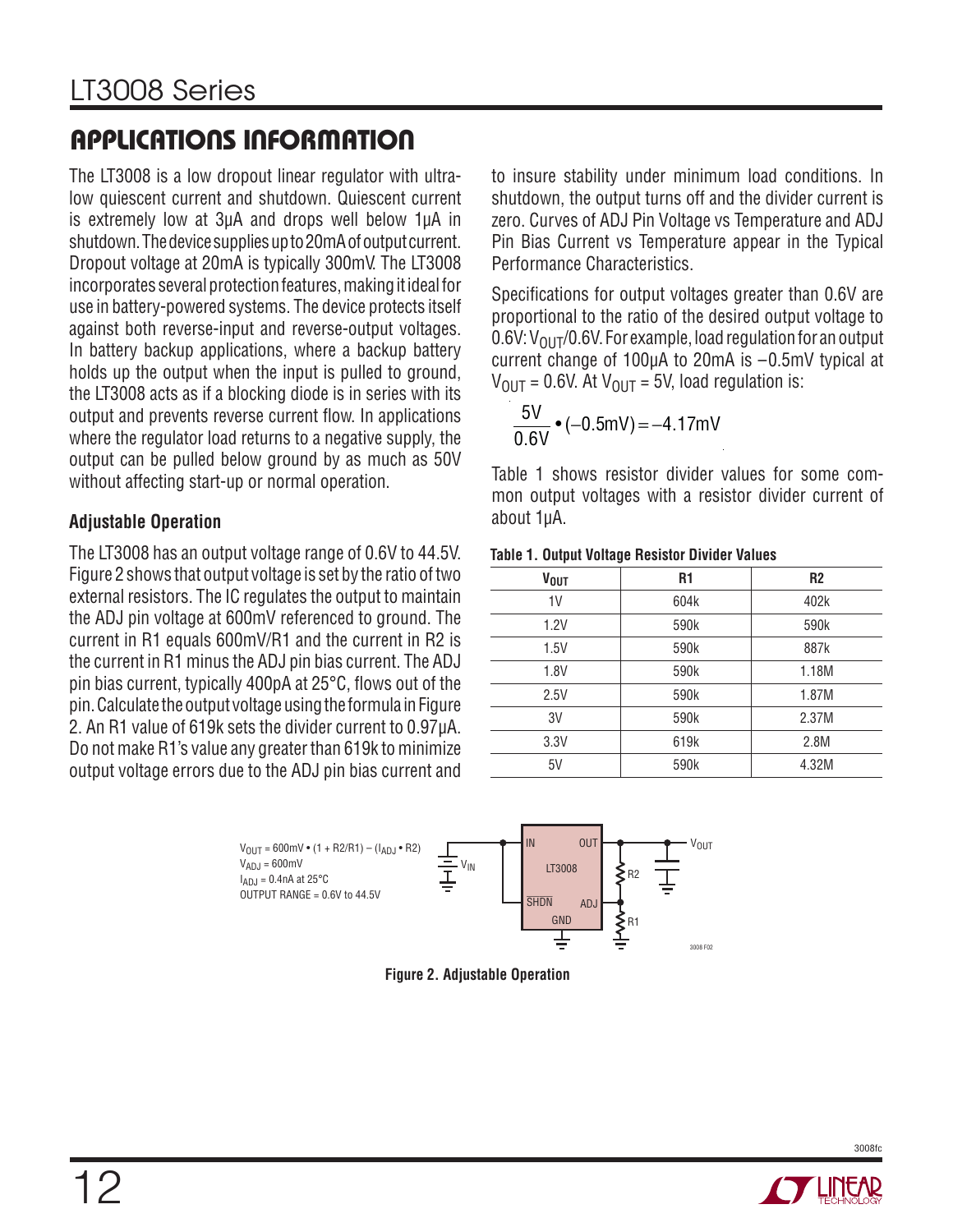## APPLICATIONS INFORMATION

The LT3008 is a low dropout linear regulator with ultra-low quiescent current and shutdown. Quiescent current is extremely low at 3µA and drops well below 1µA in shutdown. The device supplies up to 20mA of output current. Dropout voltage at 20mA is typically 300mV. The LT3008 incorporates several protection features, making it ideal for use in battery-powered systems. The device protects itself against both reverse-input and reverse-output voltages. In battery backup applications, where a backup battery holds up the output when the input is pulled to ground, the LT3008 acts as if a blocking diode is in series with its output and prevents reverse current flow. In applications where the regulator load returns to a negative supply, the output can be pulled below ground by as much as 50V without affecting start-up or normal operation.

### Adjustable Operation

The LT3008 has an output voltage range of 0.6V to 44.5V. Figure 2 shows that output voltage is set by the ratio of two external resistors. The IC regulates the output to maintain the ADJ pin voltage at 600mV referenced to ground. The current in R1 equals 600mV/R1 and the current in R2 is the current in R1 minus the ADJ pin bias current. The ADJ pin bias current, typically 400pA at 25°C, flows out of the pin. Calculate the output voltage using the formula in Figure 2. An R1 value of 619k sets the divider current to 0.97µA. Do not make R1's value any greater than 619k to minimize output voltage errors due to the ADJ pin bias current and to insure stability under minimum load conditions. In shutdown, the output turns off and the divider current is zero. Curves of ADJ Pin Voltage vs Temperature and ADJ Pin Bias Current vs Temperature appear in the Typical Performance Characteristics.

Specifications for output voltages greater than 0.6V are proportional to the ratio of the desired output voltage to 0.6V: $V_{OUT}/0.6V$. For example, load regulation for an output current change of 100µA to 20mA is –0.5mV typical at $V_{OUT}$ = 0.6V. At $V_{OUT}$ = 5V, load regulation is:

$$\frac{5V}{0.6V} \bullet (-0.5mV) = -4.17mV$$

Table 1 shows resistor divider values for some common output voltages with a resistor divider current of about 1µA.

**Table 1. Output Voltage Resistor Divider Values**

| $V_{OUT}$ | R1 | R2 |
|---|---|---|
| 1V | 604k | 402k |
| 1.2V | 590k | 590k |
| 1.5V | 590k | 887k |
| 1.8V | 590k | 1.18M |
| 2.5V | 590k | 1.87M |
| 3V | 590k | 2.37M |
| 3.3V | 619k | 2.8M |
| 5V | 590k | 4.32M |

$V_{OUT}$ = 600mV • (1 + R2/R1) – ($I_{ADJ}$ • R2)
$V_{ADJ}$ = 600mV
$I_{ADJ}$ = 0.4nA at 25°C
OUTPUT RANGE = 0.6V to 44.5V

**Figure 2. Adjustable Operation**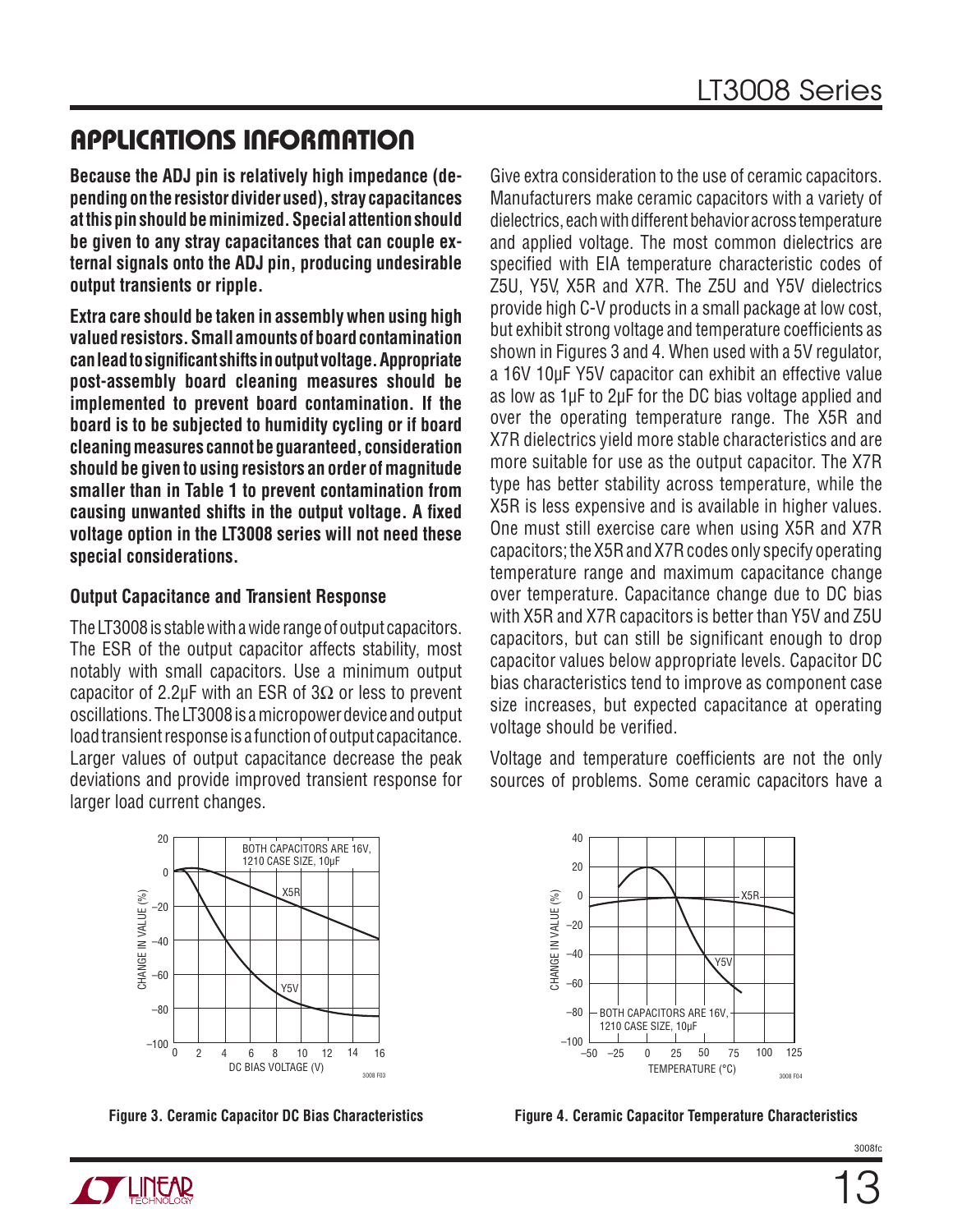## APPLICATIONS INFORMATION

**Because the ADJ pin is relatively high impedance (depending on the resistor divider used), stray capacitances at this pin should be minimized. Special attention should be given to any stray capacitances that can couple external signals onto the ADJ pin, producing undesirable output transients or ripple.**

**Extra care should be taken in assembly when using high valued resistors. Small amounts of board contamination can lead to significant shifts in output voltage. Appropriate post-assembly board cleaning measures should be implemented to prevent board contamination. If the board is to be subjected to humidity cycling or if board cleaning measures cannot be guaranteed, consideration should be given to using resistors an order of magnitude smaller than in Table 1 to prevent contamination from causing unwanted shifts in the output voltage. A fixed voltage option in the LT3008 series will not need these special considerations.**

### Output Capacitance and Transient Response

The LT3008 is stable with a wide range of output capacitors. The ESR of the output capacitor affects stability, most notably with small capacitors. Use a minimum output capacitor of 2.2µF with an ESR of 3Ω or less to prevent oscillations. The LT3008 is a micropower device and output load transient response is a function of output capacitance. Larger values of output capacitance decrease the peak deviations and provide improved transient response for larger load current changes.

Give extra consideration to the use of ceramic capacitors. Manufacturers make ceramic capacitors with a variety of dielectrics, each with different behavior across temperature and applied voltage. The most common dielectrics are specified with EIA temperature characteristic codes of Z5U, Y5V, X5R and X7R. The Z5U and Y5V dielectrics provide high C-V products in a small package at low cost, but exhibit strong voltage and temperature coefficients as shown in Figures 3 and 4. When used with a 5V regulator, a 16V 10µF Y5V capacitor can exhibit an effective value as low as 1µF to 2µF for the DC bias voltage applied and over the operating temperature range. The X5R and X7R dielectrics yield more stable characteristics and are more suitable for use as the output capacitor. The X7R type has better stability across temperature, while the X5R is less expensive and is available in higher values. One must still exercise care when using X5R and X7R capacitors; the X5R and X7R codes only specify operating temperature range and maximum capacitance change over temperature. Capacitance change due to DC bias with X5R and X7R capacitors is better than Y5V and Z5U capacitors, but can still be significant enough to drop capacitor values below appropriate levels. Capacitor DC bias characteristics tend to improve as component case size increases, but expected capacitance at operating voltage should be verified.

Voltage and temperature coefficients are not the only sources of problems. Some ceramic capacitors have a

**Figure 3. Ceramic Capacitor DC Bias Characteristics**

**Figure 4. Ceramic Capacitor Temperature Characteristics**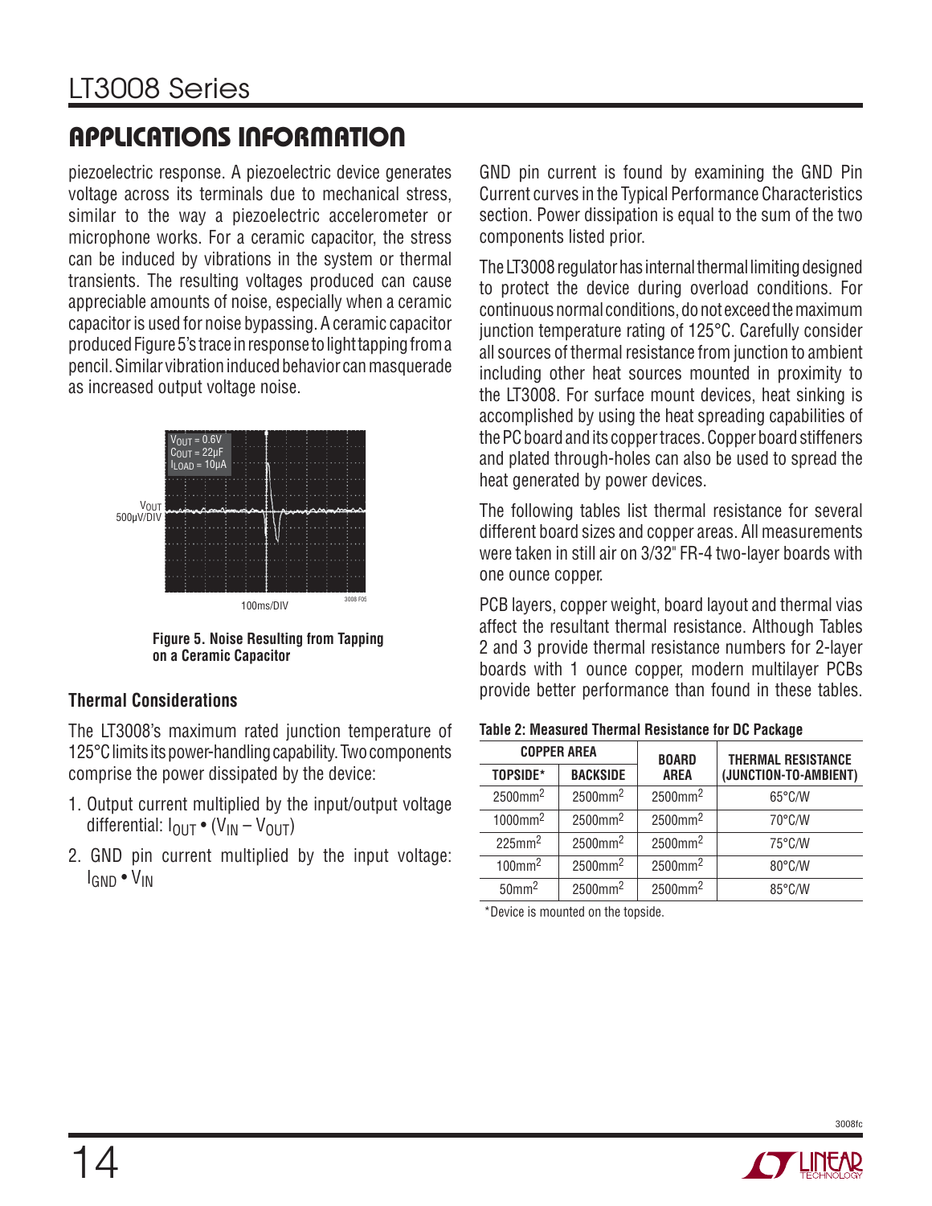piezoelectric response. A piezoelectric device generates voltage across its terminals due to mechanical stress, similar to the way a piezoelectric accelerometer or microphone works. For a ceramic capacitor, the stress can be induced by vibrations in the system or thermal transients. The resulting voltages produced can cause appreciable amounts of noise, especially when a ceramic capacitor is used for noise bypassing. A ceramic capacitor produced Figure 5's trace in response to light tapping from a pencil. Similar vibration induced behavior can masquerade as increased output voltage noise.

**Figure 5. Noise Resulting from Tapping on a Ceramic Capacitor**

### Thermal Considerations

The LT3008's maximum rated junction temperature of 125°C limits its power-handling capability. Two components comprise the power dissipated by the device:

1. Output current multiplied by the input/output voltage differential: $I_{OUT} \bullet (V_{IN} – V_{OUT})$
2. GND pin current multiplied by the input voltage: $I_{GND} \bullet V_{IN}$

GND pin current is found by examining the GND Pin Current curves in the Typical Performance Characteristics section. Power dissipation is equal to the sum of the two components listed prior.

The LT3008 regulator has internal thermal limiting designed to protect the device during overload conditions. For continuous normal conditions, do not exceed the maximum junction temperature rating of 125°C. Carefully consider all sources of thermal resistance from junction to ambient including other heat sources mounted in proximity to the LT3008. For surface mount devices, heat sinking is accomplished by using the heat spreading capabilities of the PC board and its copper traces. Copper board stiffeners and plated through-holes can also be used to spread the heat generated by power devices.

The following tables list thermal resistance for several different board sizes and copper areas. All measurements were taken in still air on 3/32" FR-4 two-layer boards with one ounce copper.

PCB layers, copper weight, board layout and thermal vias affect the resultant thermal resistance. Although Tables 2 and 3 provide thermal resistance numbers for 2-layer boards with 1 ounce copper, modern multilayer PCBs provide better performance than found in these tables.

**Table 2: Measured Thermal Resistance for DC Package**

| COPPER AREA | | BOARD AREA | THERMAL RESISTANCE (JUNCTION-TO-AMBIENT) |
|---|---|---|---|
| TOPSIDE* | BACKSIDE | | |
| 2500mm² | 2500mm² | 2500mm² | 65°C/W |
| 1000mm² | 2500mm² | 2500mm² | 70°C/W |
| 225mm² | 2500mm² | 2500mm² | 75°C/W |
| 100mm² | 2500mm² | 2500mm² | 80°C/W |
| 50mm² | 2500mm² | 2500mm² | 85°C/W |

*Device is mounted on the topside.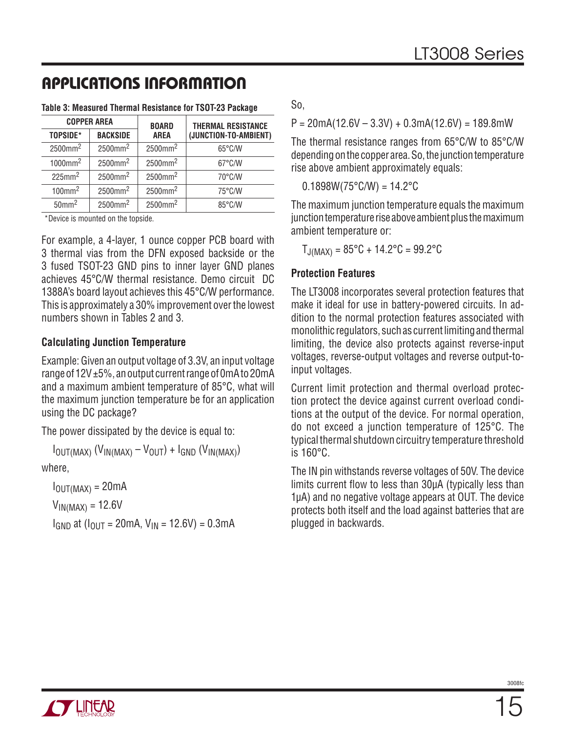## APPLICATIONS INFORMATION

**Table 3: Measured Thermal Resistance for TSOT-23 Package**

| COPPER AREA | | BOARD AREA | THERMAL RESISTANCE (JUNCTION-TO-AMBIENT) |
|---|---|---|---|
| TOPSIDE* | BACKSIDE | | |
| $2500mm^2$ | $2500mm^2$ | $2500mm^2$ | 65°C/W |
| $1000mm^2$ | $2500mm^2$ | $2500mm^2$ | 67°C/W |
| $225mm^2$ | $2500mm^2$ | $2500mm^2$ | 70°C/W |
| $100mm^2$ | $2500mm^2$ | $2500mm^2$ | 75°C/W |
| $50mm^2$ | $2500mm^2$ | $2500mm^2$ | 85°C/W |

*Device is mounted on the topside.

For example, a 4-layer, 1 ounce copper PCB board with 3 thermal vias from the DFN exposed backside or the 3 fused TSOT-23 GND pins to inner layer GND planes achieves 45°C/W thermal resistance. Demo circuit DC 1388A's board layout achieves this 45°C/W performance. This is approximately a 30% improvement over the lowest numbers shown in Tables 2 and 3.

### Calculating Junction Temperature

Example: Given an output voltage of 3.3V, an input voltage range of 12V ±5%, an output current range of 0mA to 20mA and a maximum ambient temperature of 85°C, what will the maximum junction temperature be for an application using the DC package?

The power dissipated by the device is equal to:

$$I_{OUT(MAX)} (V_{IN(MAX)} – V_{OUT}) + I_{GND} (V_{IN(MAX)})$$

where,

$I_{OUT(MAX)} = 20mA$

$V_{IN(MAX)} = 12.6V$

$I_{GND}$ at ($I_{OUT} = 20mA$, $V_{IN} = 12.6V$) = 0.3mA

So,

$$P = 20mA(12.6V – 3.3V) + 0.3mA(12.6V) = 189.8mW$$

The thermal resistance ranges from 65°C/W to 85°C/W depending on the copper area. So, the junction temperature rise above ambient approximately equals:

$$0.1898W(75°C/W) = 14.2°C$$

The maximum junction temperature equals the maximum junction temperature rise above ambient plus the maximum ambient temperature or:

$$T_{J(MAX)} = 85°C + 14.2°C = 99.2°C$$

### Protection Features

The LT3008 incorporates several protection features that make it ideal for use in battery-powered circuits. In addition to the normal protection features associated with monolithic regulators, such as current limiting and thermal limiting, the device also protects against reverse-input voltages, reverse-output voltages and reverse output-to-input voltages.

Current limit protection and thermal overload protection protect the device against current overload conditions at the output of the device. For normal operation, do not exceed a junction temperature of 125°C. The typical thermal shutdown circuitry temperature threshold is 160°C.

The IN pin withstands reverse voltages of 50V. The device limits current flow to less than 30µA (typically less than 1µA) and no negative voltage appears at OUT. The device protects both itself and the load against batteries that are plugged in backwards.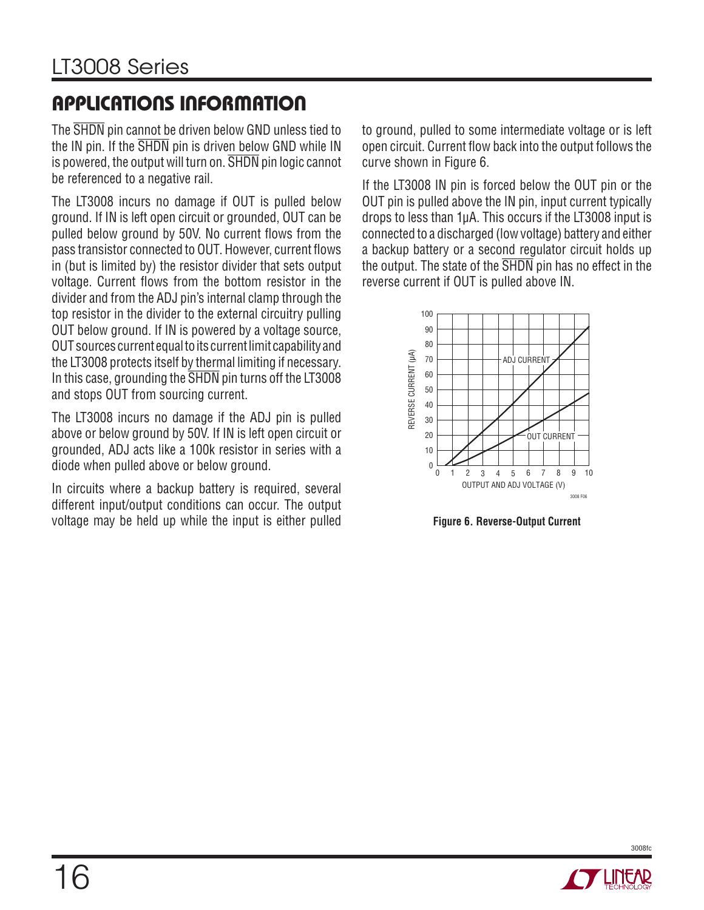## APPLICATIONS INFORMATION

The SHDN pin cannot be driven below GND unless tied to the IN pin. If the SHDN pin is driven below GND while IN is powered, the output will turn on. SHDN pin logic cannot be referenced to a negative rail.

The LT3008 incurs no damage if OUT is pulled below ground. If IN is left open circuit or grounded, OUT can be pulled below ground by 50V. No current flows from the pass transistor connected to OUT. However, current flows in (but is limited by) the resistor divider that sets output voltage. Current flows from the bottom resistor in the divider and from the ADJ pin's internal clamp through the top resistor in the divider to the external circuitry pulling OUT below ground. If IN is powered by a voltage source, OUT sources current equal to its current limit capability and the LT3008 protects itself by thermal limiting if necessary. In this case, grounding the SHDN pin turns off the LT3008 and stops OUT from sourcing current.

The LT3008 incurs no damage if the ADJ pin is pulled above or below ground by 50V. If IN is left open circuit or grounded, ADJ acts like a 100k resistor in series with a diode when pulled above or below ground.

In circuits where a backup battery is required, several different input/output conditions can occur. The output voltage may be held up while the input is either pulled to ground, pulled to some intermediate voltage or is left open circuit. Current flow back into the output follows the curve shown in Figure 6.

If the LT3008 IN pin is forced below the OUT pin or the OUT pin is pulled above the IN pin, input current typically drops to less than 1µA. This occurs if the LT3008 input is connected to a discharged (low voltage) battery and either a backup battery or a second regulator circuit holds up the output. The state of the SHDN pin has no effect in the reverse current if OUT is pulled above IN.

**Figure 6. Reverse-Output Current**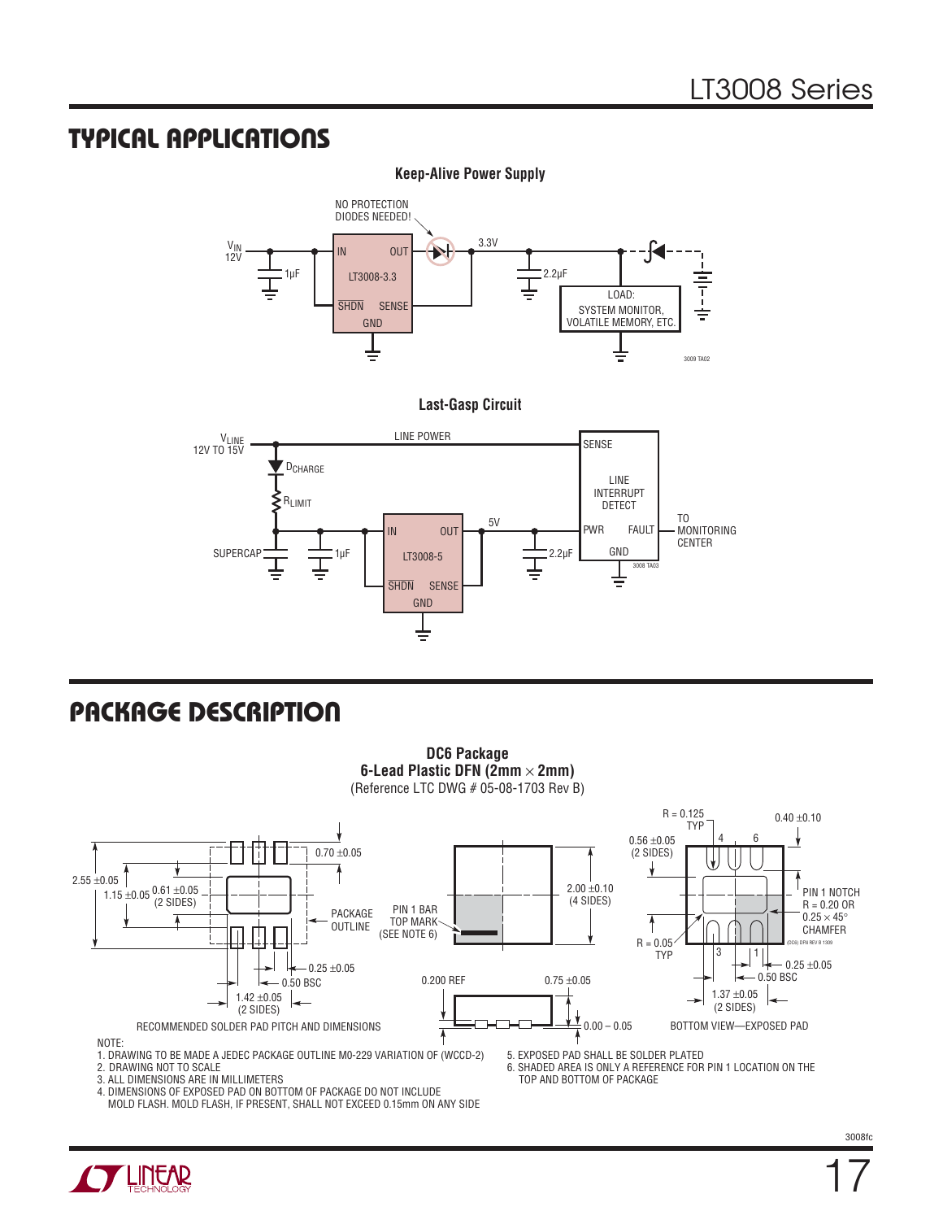## TYPICAL APPLICATIONS

**Keep-Alive Power Supply**

NO PROTECTION DIODES NEEDED!

$V_{IN}$ 12V, 1µF, IN, OUT, LT3008-3.3, $\overline{SHDN}$, SENSE, GND, 3.3V, 2.2µF, LOAD: SYSTEM MONITOR, VOLATILE MEMORY, ETC.

3009 TA02

**Last-Gasp Circuit**

$V_{LINE}$ 12V TO 15V, LINE POWER, $D_{CHARGE}$, $R_{LIMIT}$, SUPERCAP, 1µF, IN, OUT, LT3008-5, $\overline{SHDN}$, SENSE, GND, 5V, 2.2µF, SENSE, LINE INTERRUPT DETECT, PWR, FAULT, GND, TO MONITORING CENTER

3008 TA03

## PACKAGE DESCRIPTION

**DC6 Package**
**6-Lead Plastic DFN (2mm × 2mm)**
(Reference LTC DWG # 05-08-1703 Rev B)

RECOMMENDED SOLDER PAD PITCH AND DIMENSIONS: 2.55 ±0.05, 1.15 ±0.05, 0.61 ±0.05 (2 SIDES), 0.70 ±0.05, PACKAGE OUTLINE, 0.25 ±0.05, 0.50 BSC, 1.42 ±0.05 (2 SIDES)

PIN 1 BAR TOP MARK (SEE NOTE 6), 2.00 ±0.10 (4 SIDES), 0.200 REF, 0.75 ±0.05, 0.00 – 0.05

BOTTOM VIEW—EXPOSED PAD: R = 0.125 TYP, 0.40 ±0.10, 0.56 ±0.05 (2 SIDES), PIN 1 NOTCH R = 0.20 OR 0.25 × 45° CHAMFER, R = 0.05 TYP, 0.25 ±0.05, 0.50 BSC, 1.37 ±0.05 (2 SIDES)

(DC6) DFN REV B 1309

NOTE:
1. DRAWING TO BE MADE A JEDEC PACKAGE OUTLINE M0-229 VARIATION OF (WCCD-2)
2. DRAWING NOT TO SCALE
3. ALL DIMENSIONS ARE IN MILLIMETERS
4. DIMENSIONS OF EXPOSED PAD ON BOTTOM OF PACKAGE DO NOT INCLUDE MOLD FLASH. MOLD FLASH, IF PRESENT, SHALL NOT EXCEED 0.15mm ON ANY SIDE
5. EXPOSED PAD SHALL BE SOLDER PLATED
6. SHADED AREA IS ONLY A REFERENCE FOR PIN 1 LOCATION ON THE TOP AND BOTTOM OF PACKAGE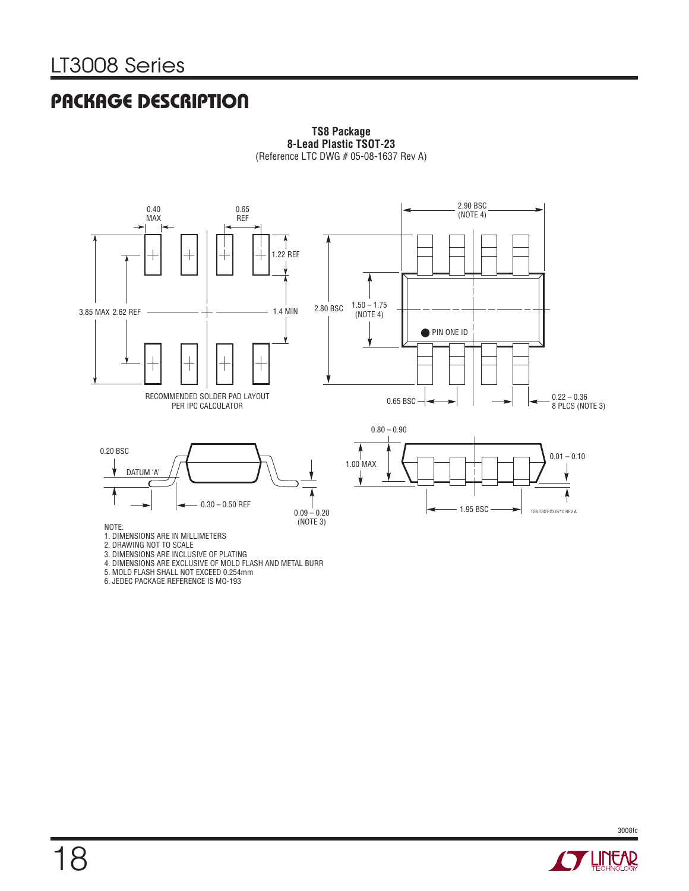## PACKAGE DESCRIPTION

**TS8 Package**
**8-Lead Plastic TSOT-23**
(Reference LTC DWG # 05-08-1637 Rev A)

0.40 MAX

0.65 REF

1.22 REF

3.85 MAX 2.62 REF

1.4 MIN

RECOMMENDED SOLDER PAD LAYOUT
PER IPC CALCULATOR

2.90 BSC
(NOTE 4)

2.80 BSC

1.50 – 1.75
(NOTE 4)

PIN ONE ID

0.65 BSC

0.22 – 0.36
8 PLCS (NOTE 3)

0.20 BSC

DATUM 'A'

0.30 – 0.50 REF

0.09 – 0.20
(NOTE 3)

0.80 – 0.90

1.00 MAX

0.01 – 0.10

1.95 BSC

TS8 TSOT-23 0710 REV A

NOTE:
1. DIMENSIONS ARE IN MILLIMETERS
2. DRAWING NOT TO SCALE
3. DIMENSIONS ARE INCLUSIVE OF PLATING
4. DIMENSIONS ARE EXCLUSIVE OF MOLD FLASH AND METAL BURR
5. MOLD FLASH SHALL NOT EXCEED 0.254mm
6. JEDEC PACKAGE REFERENCE IS MO-193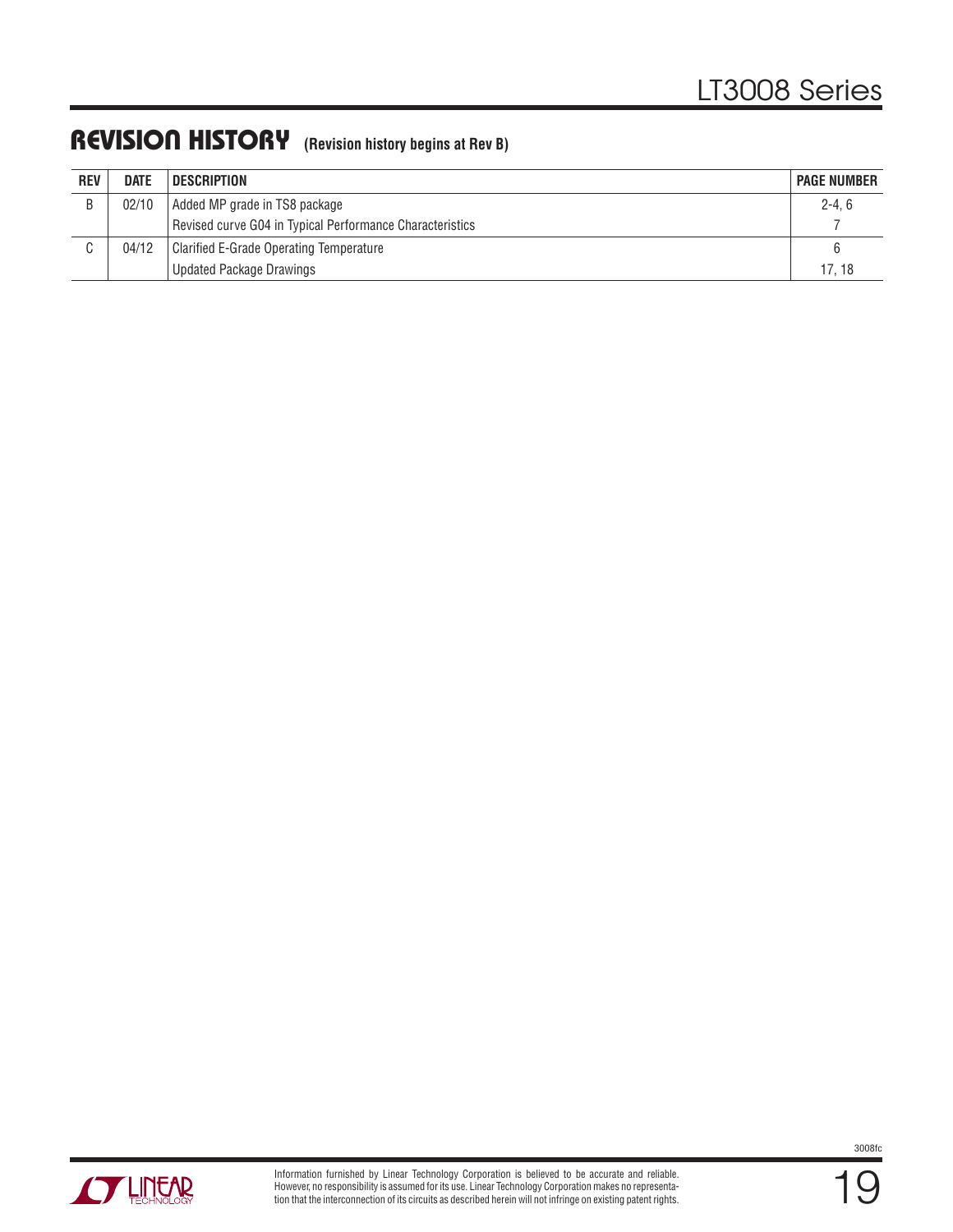## REVISION HISTORY (Revision history begins at Rev B)

| REV | DATE | DESCRIPTION | PAGE NUMBER |
|---|---|---|---|
| B | 02/10 | Added MP grade in TS8 package | 2-4, 6 |
| | | Revised curve G04 in Typical Performance Characteristics | 7 |
| C | 04/12 | Clarified E-Grade Operating Temperature | 6 |
| | | Updated Package Drawings | 17, 18 |

Information furnished by Linear Technology Corporation is believed to be accurate and reliable. However, no responsibility is assumed for its use. Linear Technology Corporation makes no representation that the interconnection of its circuits as described herein will not infringe on existing patent rights.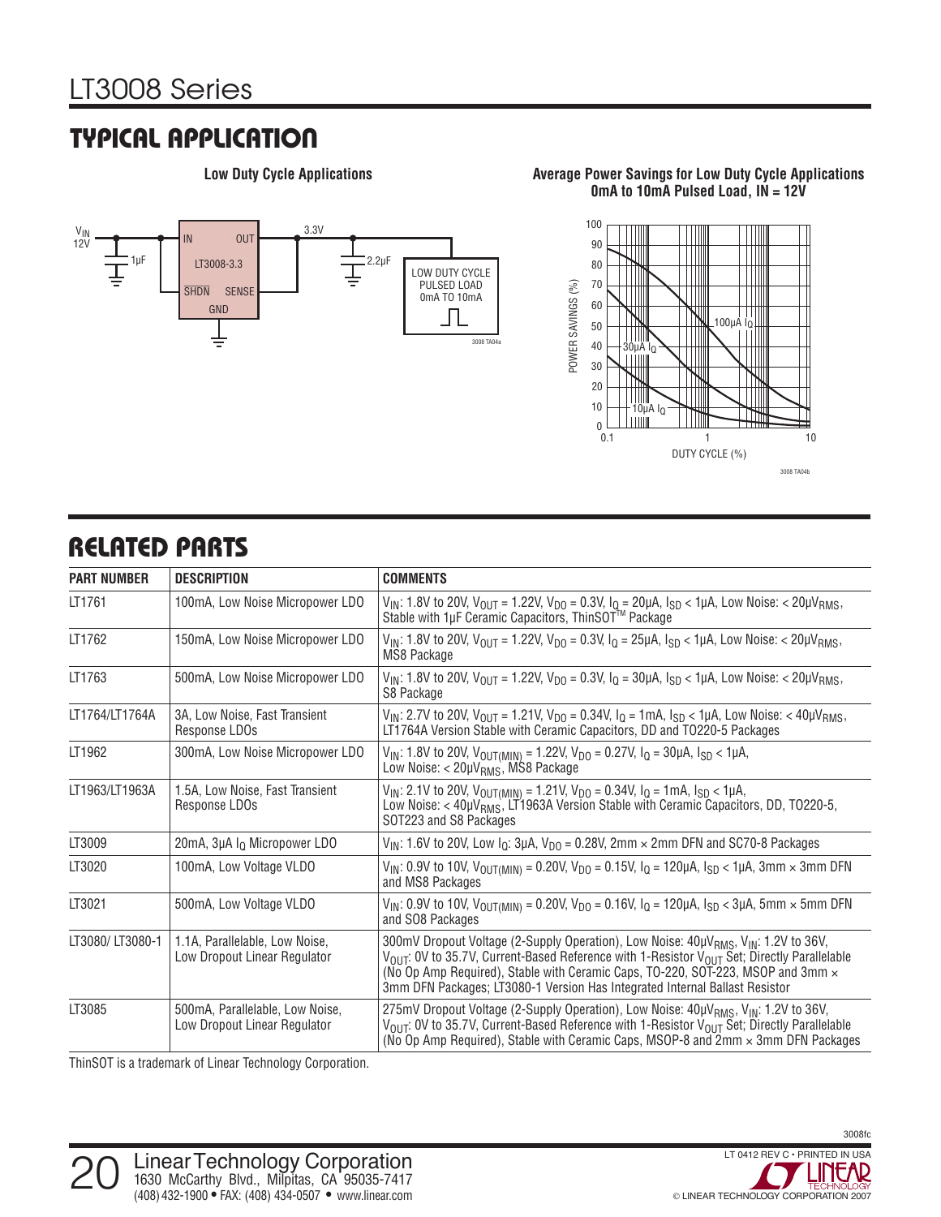## TYPICAL APPLICATION

**Low Duty Cycle Applications**

**Average Power Savings for Low Duty Cycle Applications 0mA to 10mA Pulsed Load, IN = 12V**

## RELATED PARTS

| PART NUMBER | DESCRIPTION | COMMENTS |
| --- | --- | --- |
| LT1761 | 100mA, Low Noise Micropower LDO | $V_{IN}$: 1.8V to 20V, $V_{OUT}$ = 1.22V, $V_{DO}$ = 0.3V, $I_Q$ = 20µA, $I_{SD}$ < 1µA, Low Noise: < 20µ$V_{RMS}$, Stable with 1µF Ceramic Capacitors, ThinSOT™ Package |
| LT1762 | 150mA, Low Noise Micropower LDO | $V_{IN}$: 1.8V to 20V, $V_{OUT}$ = 1.22V, $V_{DO}$ = 0.3V, $I_Q$ = 25µA, $I_{SD}$ < 1µA, Low Noise: < 20µ$V_{RMS}$, MS8 Package |
| LT1763 | 500mA, Low Noise Micropower LDO | $V_{IN}$: 1.8V to 20V, $V_{OUT}$ = 1.22V, $V_{DO}$ = 0.3V, $I_Q$ = 30µA, $I_{SD}$ < 1µA, Low Noise: < 20µ$V_{RMS}$, S8 Package |
| LT1764/LT1764A | 3A, Low Noise, Fast Transient Response LDOs | $V_{IN}$: 2.7V to 20V, $V_{OUT}$ = 1.21V, $V_{DO}$ = 0.34V, $I_Q$ = 1mA, $I_{SD}$ < 1µA, Low Noise: < 40µ$V_{RMS}$, LT1764A Version Stable with Ceramic Capacitors, DD and TO220-5 Packages |
| LT1962 | 300mA, Low Noise Micropower LDO | $V_{IN}$: 1.8V to 20V, $V_{OUT(MIN)}$ = 1.22V, $V_{DO}$ = 0.27V, $I_Q$ = 30µA, $I_{SD}$ < 1µA, Low Noise: < 20µ$V_{RMS}$, MS8 Package |
| LT1963/LT1963A | 1.5A, Low Noise, Fast Transient Response LDOs | $V_{IN}$: 2.1V to 20V, $V_{OUT(MIN)}$ = 1.21V, $V_{DO}$ = 0.34V, $I_Q$ = 1mA, $I_{SD}$ < 1µA, Low Noise: < 40µ$V_{RMS}$, LT1963A Version Stable with Ceramic Capacitors, DD, TO220-5, SOT223 and S8 Packages |
| LT3009 | 20mA, 3µA $I_Q$ Micropower LDO | $V_{IN}$: 1.6V to 20V, Low $I_Q$: 3µA, $V_{DO}$ = 0.28V, 2mm × 2mm DFN and SC70-8 Packages |
| LT3020 | 100mA, Low Voltage VLDO | $V_{IN}$: 0.9V to 10V, $V_{OUT(MIN)}$ = 0.20V, $V_{DO}$ = 0.15V, $I_Q$ = 120µA, $I_{SD}$ < 1µA, 3mm × 3mm DFN and MS8 Packages |
| LT3021 | 500mA, Low Voltage VLDO | $V_{IN}$: 0.9V to 10V, $V_{OUT(MIN)}$ = 0.20V, $V_{DO}$ = 0.16V, $I_Q$ = 120µA, $I_{SD}$ < 3µA, 5mm × 5mm DFN and SO8 Packages |
| LT3080/ LT3080-1 | 1.1A, Parallelable, Low Noise, Low Dropout Linear Regulator | 300mV Dropout Voltage (2-Supply Operation), Low Noise: 40µ$V_{RMS}$, $V_{IN}$: 1.2V to 36V, $V_{OUT}$: 0V to 35.7V, Current-Based Reference with 1-Resistor $V_{OUT}$ Set; Directly Parallelable (No Op Amp Required), Stable with Ceramic Caps, TO-220, SOT-223, MSOP and 3mm × 3mm DFN Packages; LT3080-1 Version Has Integrated Internal Ballast Resistor |
| LT3085 | 500mA, Parallelable, Low Noise, Low Dropout Linear Regulator | 275mV Dropout Voltage (2-Supply Operation), Low Noise: 40µ$V_{RMS}$, $V_{IN}$: 1.2V to 36V, $V_{OUT}$: 0V to 35.7V, Current-Based Reference with 1-Resistor $V_{OUT}$ Set; Directly Parallelable (No Op Amp Required), Stable with Ceramic Caps, MSOP-8 and 2mm × 3mm DFN Packages |

ThinSOT is a trademark of Linear Technology Corporation.

Linear Technology Corporation
1630 McCarthy Blvd., Milpitas, CA 95035-7417
(408) 432-1900 • FAX: (408) 434-0507 • www.linear.com

LT 0412 REV C • PRINTED IN USA
© LINEAR TECHNOLOGY CORPORATION 2007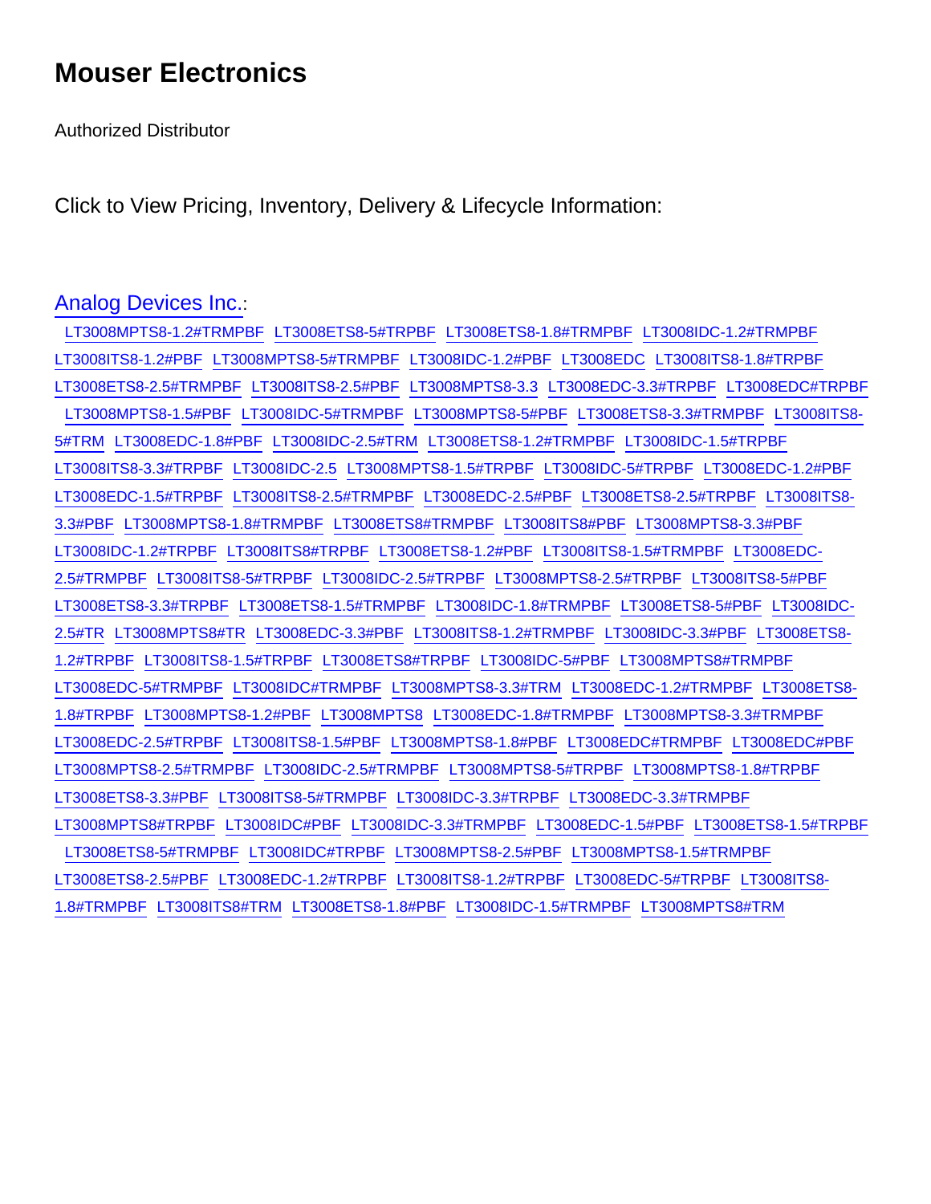# Mouser Electronics

Authorized Distributor

Click to View Pricing, Inventory, Delivery & Lifecycle Information:

Analog Devices Inc.:

LT3008MPTS8-1.2#TRMPBF LT3008ETS8-5#TRPBF LT3008ETS8-1.8#TRMPBF LT3008IDC-1.2#TRMPBF LT3008ITS8-1.2#PBF LT3008MPTS8-5#TRMPBF LT3008IDC-1.2#PBF LT3008EDC LT3008ITS8-1.8#TRPBF LT3008ETS8-2.5#TRMPBF LT3008ITS8-2.5#PBF LT3008MPTS8-3.3 LT3008EDC-3.3#TRPBF LT3008EDC#TRPBF LT3008MPTS8-1.5#PBF LT3008IDC-5#TRMPBF LT3008MPTS8-5#PBF LT3008ETS8-3.3#TRMPBF LT3008ITS8-5#TRM LT3008EDC-1.8#PBF LT3008IDC-2.5#TRM LT3008ETS8-1.2#TRMPBF LT3008IDC-1.5#TRPBF LT3008ITS8-3.3#TRPBF LT3008IDC-2.5 LT3008MPTS8-1.5#TRPBF LT3008IDC-5#TRPBF LT3008EDC-1.2#PBF LT3008EDC-1.5#TRPBF LT3008ITS8-2.5#TRMPBF LT3008EDC-2.5#PBF LT3008ETS8-2.5#TRPBF LT3008ITS8-3.3#PBF LT3008MPTS8-1.8#TRMPBF LT3008ETS8#TRMPBF LT3008ITS8#PBF LT3008MPTS8-3.3#PBF LT3008IDC-1.2#TRPBF LT3008ITS8#TRPBF LT3008ETS8-1.2#PBF LT3008ITS8-1.5#TRMPBF LT3008EDC-2.5#TRMPBF LT3008ITS8-5#TRPBF LT3008IDC-2.5#TRPBF LT3008MPTS8-2.5#TRPBF LT3008ITS8-5#PBF LT3008ETS8-3.3#TRPBF LT3008ETS8-1.5#TRMPBF LT3008IDC-1.8#TRMPBF LT3008ETS8-5#PBF LT3008IDC-2.5#TR LT3008MPTS8#TR LT3008EDC-3.3#PBF LT3008ITS8-1.2#TRMPBF LT3008IDC-3.3#PBF LT3008ETS8-1.2#TRPBF LT3008ITS8-1.5#TRPBF LT3008ETS8#TRPBF LT3008IDC-5#PBF LT3008MPTS8#TRMPBF LT3008EDC-5#TRMPBF LT3008IDC#TRMPBF LT3008MPTS8-3.3#TRM LT3008EDC-1.2#TRMPBF LT3008ETS8-1.8#TRPBF LT3008MPTS8-1.2#PBF LT3008MPTS8 LT3008EDC-1.8#TRMPBF LT3008MPTS8-3.3#TRMPBF LT3008EDC-2.5#TRPBF LT3008ITS8-1.5#PBF LT3008MPTS8-1.8#PBF LT3008EDC#TRMPBF LT3008EDC#PBF LT3008MPTS8-2.5#TRMPBF LT3008IDC-2.5#TRMPBF LT3008MPTS8-5#TRPBF LT3008MPTS8-1.8#TRPBF LT3008ETS8-3.3#PBF LT3008ITS8-5#TRMPBF LT3008IDC-3.3#TRPBF LT3008EDC-3.3#TRMPBF LT3008MPTS8#TRPBF LT3008IDC#PBF LT3008IDC-3.3#TRMPBF LT3008EDC-1.5#PBF LT3008ETS8-1.5#TRPBF LT3008ETS8-5#TRMPBF LT3008IDC#TRPBF LT3008MPTS8-2.5#PBF LT3008MPTS8-1.5#TRMPBF LT3008ETS8-2.5#PBF LT3008EDC-1.2#TRPBF LT3008ITS8-1.2#TRPBF LT3008EDC-5#TRPBF LT3008ITS8-1.8#TRMPBF LT3008ITS8#TRM LT3008ETS8-1.8#PBF LT3008IDC-1.5#TRMPBF LT3008MPTS8#TRM